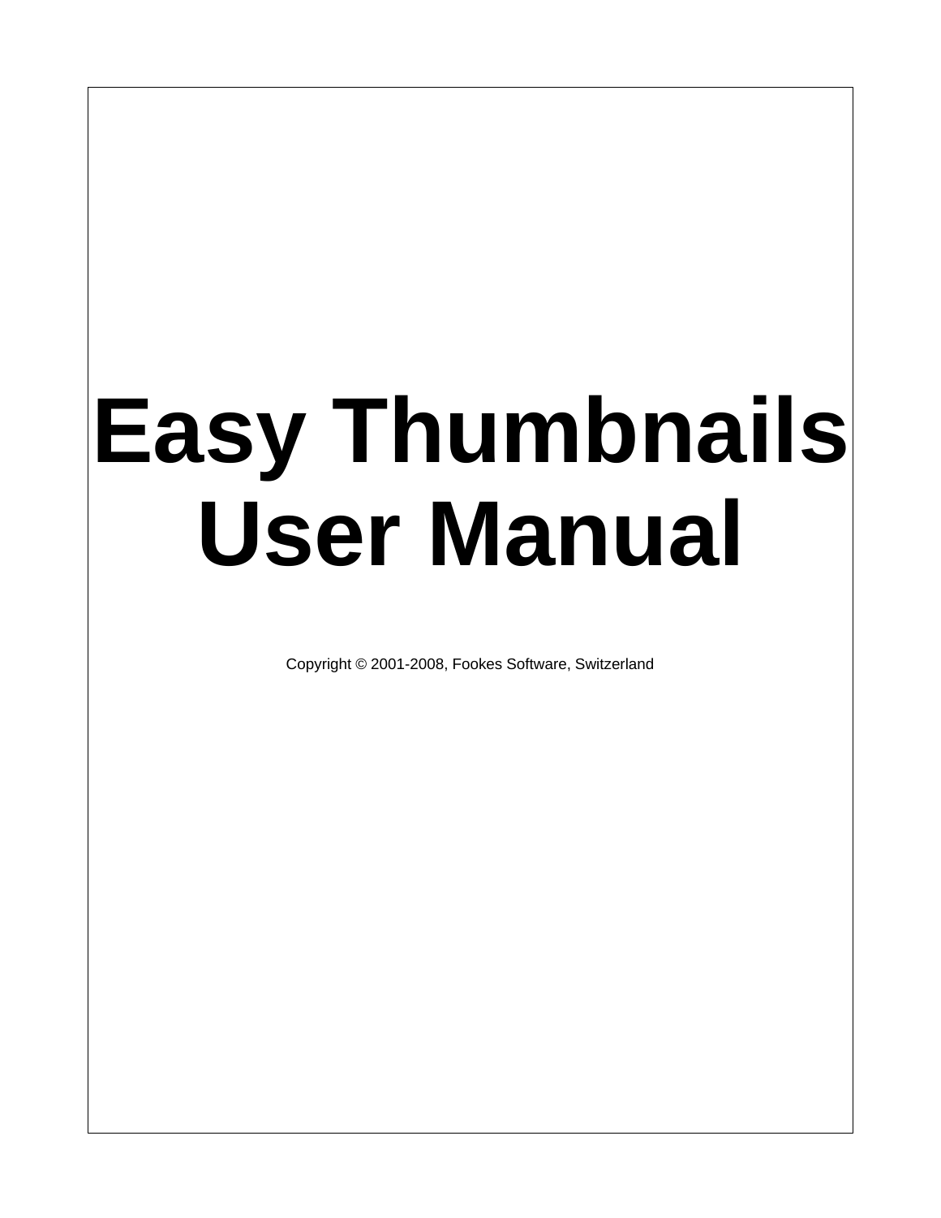# Easy Thumbnails User Manual

Copyright © 2001-2008, Fookes Software, Switzerland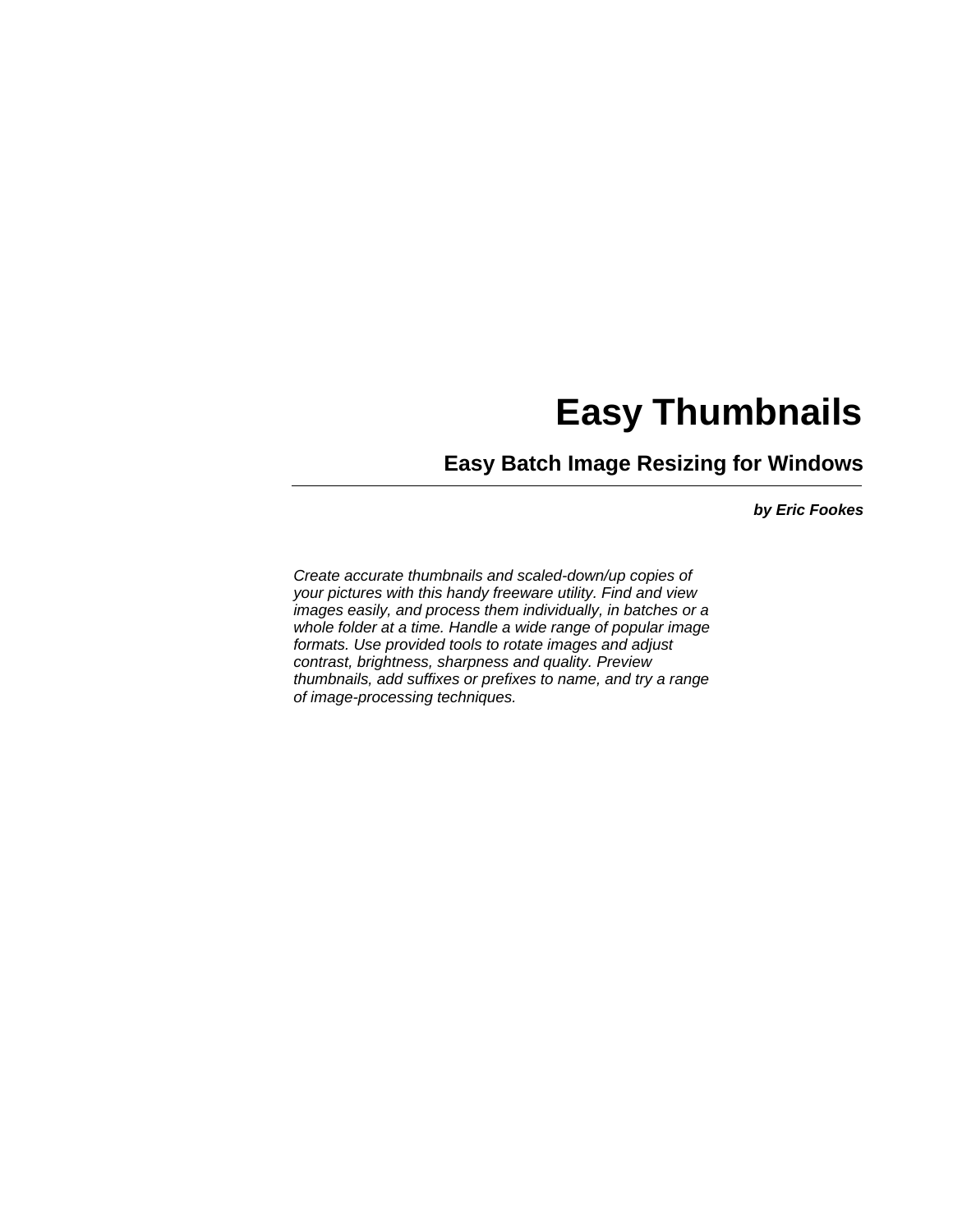# Easy Thumbnails

## Easy Batch Image Resizing for Windows

---

***by Eric Fookes***

*Create accurate thumbnails and scaled-down/up copies of your pictures with this handy freeware utility. Find and view images easily, and process them individually, in batches or a whole folder at a time. Handle a wide range of popular image formats. Use provided tools to rotate images and adjust contrast, brightness, sharpness and quality. Preview thumbnails, add suffixes or prefixes to name, and try a range of image-processing techniques.*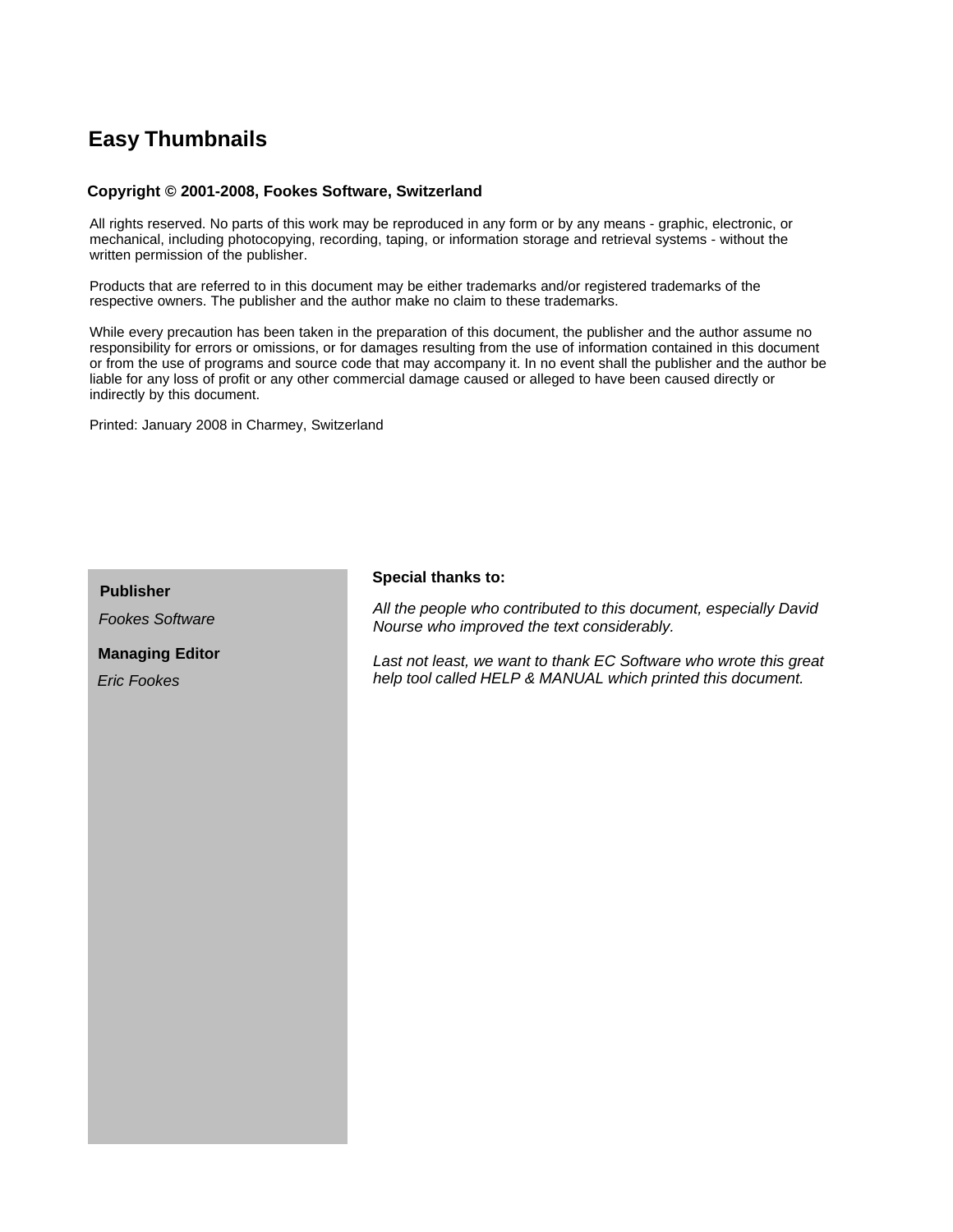# Easy Thumbnails

**Copyright © 2001-2008, Fookes Software, Switzerland**

All rights reserved. No parts of this work may be reproduced in any form or by any means - graphic, electronic, or mechanical, including photocopying, recording, taping, or information storage and retrieval systems - without the written permission of the publisher.

Products that are referred to in this document may be either trademarks and/or registered trademarks of the respective owners. The publisher and the author make no claim to these trademarks.

While every precaution has been taken in the preparation of this document, the publisher and the author assume no responsibility for errors or omissions, or for damages resulting from the use of information contained in this document or from the use of programs and source code that may accompany it. In no event shall the publisher and the author be liable for any loss of profit or any other commercial damage caused or alleged to have been caused directly or indirectly by this document.

Printed: January 2008 in Charmey, Switzerland

**Publisher**

*Fookes Software*

**Managing Editor**

*Eric Fookes*

**Special thanks to:**

*All the people who contributed to this document, especially David Nourse who improved the text considerably.*

*Last not least, we want to thank EC Software who wrote this great help tool called HELP & MANUAL which printed this document.*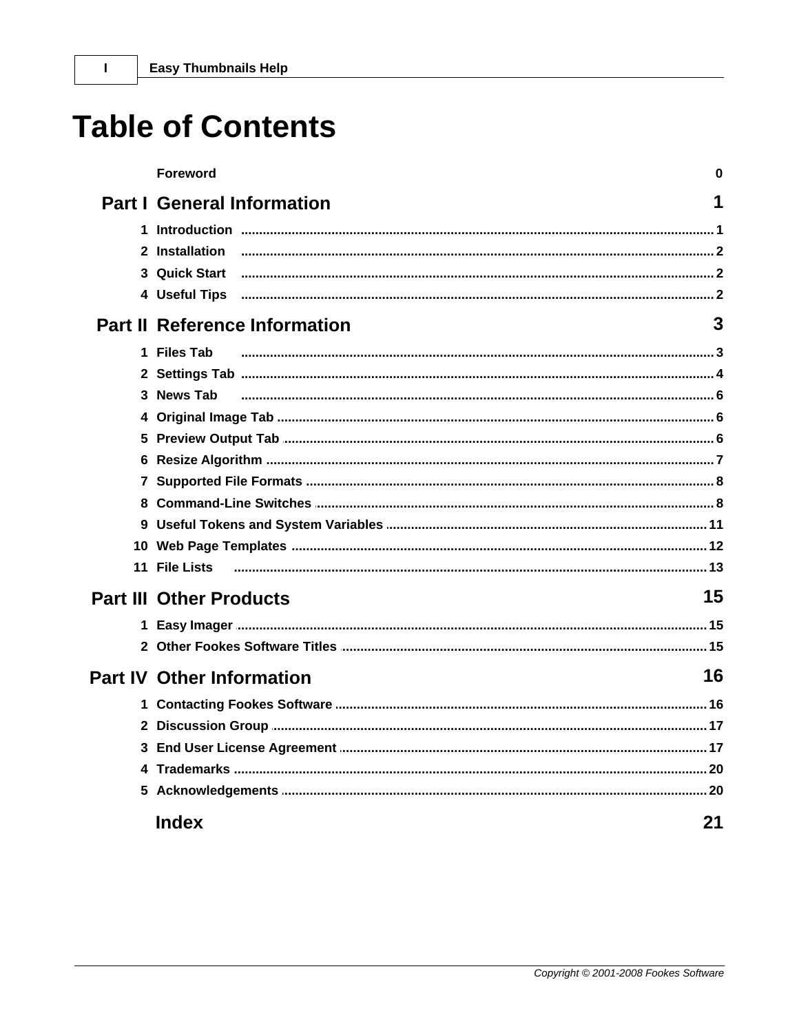# Table of Contents

| | | |
|---|---|---|
| | **Foreword** | **0** |
| **Part I** | **General Information** | **1** |
| 1 | Introduction | 1 |
| 2 | Installation | 2 |
| 3 | Quick Start | 2 |
| 4 | Useful Tips | 2 |
| **Part II** | **Reference Information** | **3** |
| 1 | Files Tab | 3 |
| 2 | Settings Tab | 4 |
| 3 | News Tab | 6 |
| 4 | Original Image Tab | 6 |
| 5 | Preview Output Tab | 6 |
| 6 | Resize Algorithm | 7 |
| 7 | Supported File Formats | 8 |
| 8 | Command-Line Switches | 8 |
| 9 | Useful Tokens and System Variables | 11 |
| 10 | Web Page Templates | 12 |
| 11 | File Lists | 13 |
| **Part III** | **Other Products** | **15** |
| 1 | Easy Imager | 15 |
| 2 | Other Fookes Software Titles | 15 |
| **Part IV** | **Other Information** | **16** |
| 1 | Contacting Fookes Software | 16 |
| 2 | Discussion Group | 17 |
| 3 | End User License Agreement | 17 |
| 4 | Trademarks | 20 |
| 5 | Acknowledgements | 20 |
| | **Index** | **21** |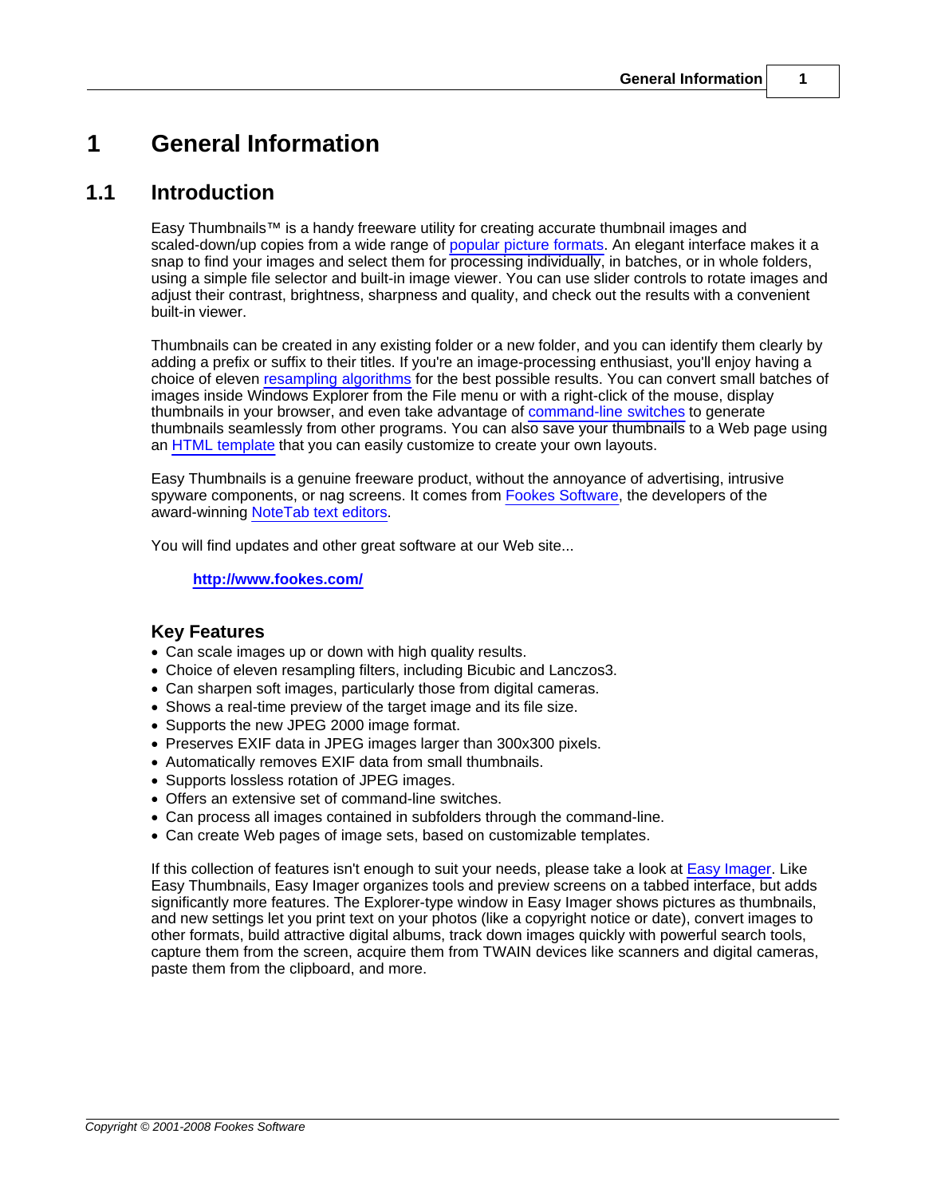# 1 General Information

## 1.1 Introduction

Easy Thumbnails™ is a handy freeware utility for creating accurate thumbnail images and scaled-down/up copies from a wide range of popular picture formats. An elegant interface makes it a snap to find your images and select them for processing individually, in batches, or in whole folders, using a simple file selector and built-in image viewer. You can use slider controls to rotate images and adjust their contrast, brightness, sharpness and quality, and check out the results with a convenient built-in viewer.

Thumbnails can be created in any existing folder or a new folder, and you can identify them clearly by adding a prefix or suffix to their titles. If you're an image-processing enthusiast, you'll enjoy having a choice of eleven resampling algorithms for the best possible results. You can convert small batches of images inside Windows Explorer from the File menu or with a right-click of the mouse, display thumbnails in your browser, and even take advantage of command-line switches to generate thumbnails seamlessly from other programs. You can also save your thumbnails to a Web page using an HTML template that you can easily customize to create your own layouts.

Easy Thumbnails is a genuine freeware product, without the annoyance of advertising, intrusive spyware components, or nag screens. It comes from Fookes Software, the developers of the award-winning NoteTab text editors.

You will find updates and other great software at our Web site...

**http://www.fookes.com/**

### Key Features

- Can scale images up or down with high quality results.
- Choice of eleven resampling filters, including Bicubic and Lanczos3.
- Can sharpen soft images, particularly those from digital cameras.
- Shows a real-time preview of the target image and its file size.
- Supports the new JPEG 2000 image format.
- Preserves EXIF data in JPEG images larger than 300x300 pixels.
- Automatically removes EXIF data from small thumbnails.
- Supports lossless rotation of JPEG images.
- Offers an extensive set of command-line switches.
- Can process all images contained in subfolders through the command-line.
- Can create Web pages of image sets, based on customizable templates.

If this collection of features isn't enough to suit your needs, please take a look at Easy Imager. Like Easy Thumbnails, Easy Imager organizes tools and preview screens on a tabbed interface, but adds significantly more features. The Explorer-type window in Easy Imager shows pictures as thumbnails, and new settings let you print text on your photos (like a copyright notice or date), convert images to other formats, build attractive digital albums, track down images quickly with powerful search tools, capture them from the screen, acquire them from TWAIN devices like scanners and digital cameras, paste them from the clipboard, and more.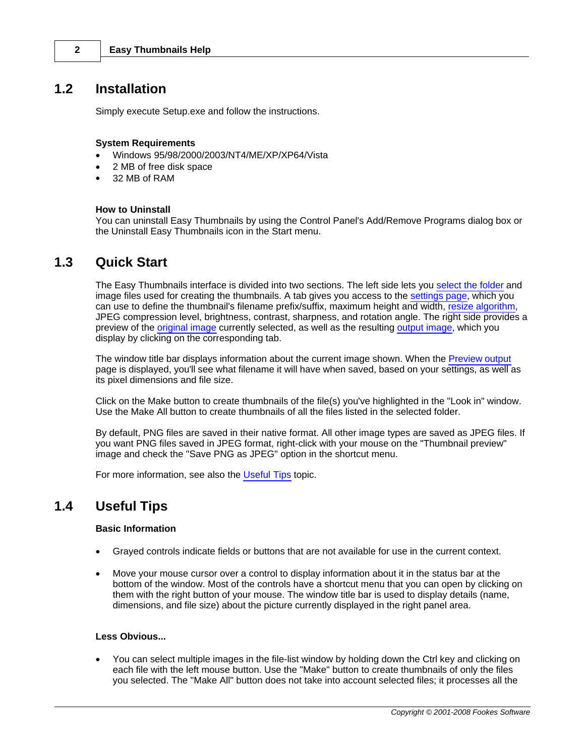## 1.2 Installation

Simply execute Setup.exe and follow the instructions.

**System Requirements**

- Windows 95/98/2000/2003/NT4/ME/XP/XP64/Vista
- 2 MB of free disk space
- 32 MB of RAM

**How to Uninstall**

You can uninstall Easy Thumbnails by using the Control Panel's Add/Remove Programs dialog box or the Uninstall Easy Thumbnails icon in the Start menu.

## 1.3 Quick Start

The Easy Thumbnails interface is divided into two sections. The left side lets you select the folder and image files used for creating the thumbnails. A tab gives you access to the settings page, which you can use to define the thumbnail's filename prefix/suffix, maximum height and width, resize algorithm, JPEG compression level, brightness, contrast, sharpness, and rotation angle. The right side provides a preview of the original image currently selected, as well as the resulting output image, which you display by clicking on the corresponding tab.

The window title bar displays information about the current image shown. When the Preview output page is displayed, you'll see what filename it will have when saved, based on your settings, as well as its pixel dimensions and file size.

Click on the Make button to create thumbnails of the file(s) you've highlighted in the "Look in" window. Use the Make All button to create thumbnails of all the files listed in the selected folder.

By default, PNG files are saved in their native format. All other image types are saved as JPEG files. If you want PNG files saved in JPEG format, right-click with your mouse on the "Thumbnail preview" image and check the "Save PNG as JPEG" option in the shortcut menu.

For more information, see also the Useful Tips topic.

## 1.4 Useful Tips

**Basic Information**

- Grayed controls indicate fields or buttons that are not available for use in the current context.

- Move your mouse cursor over a control to display information about it in the status bar at the bottom of the window. Most of the controls have a shortcut menu that you can open by clicking on them with the right button of your mouse. The window title bar is used to display details (name, dimensions, and file size) about the picture currently displayed in the right panel area.

**Less Obvious...**

- You can select multiple images in the file-list window by holding down the Ctrl key and clicking on each file with the left mouse button. Use the "Make" button to create thumbnails of only the files you selected. The "Make All" button does not take into account selected files; it processes all the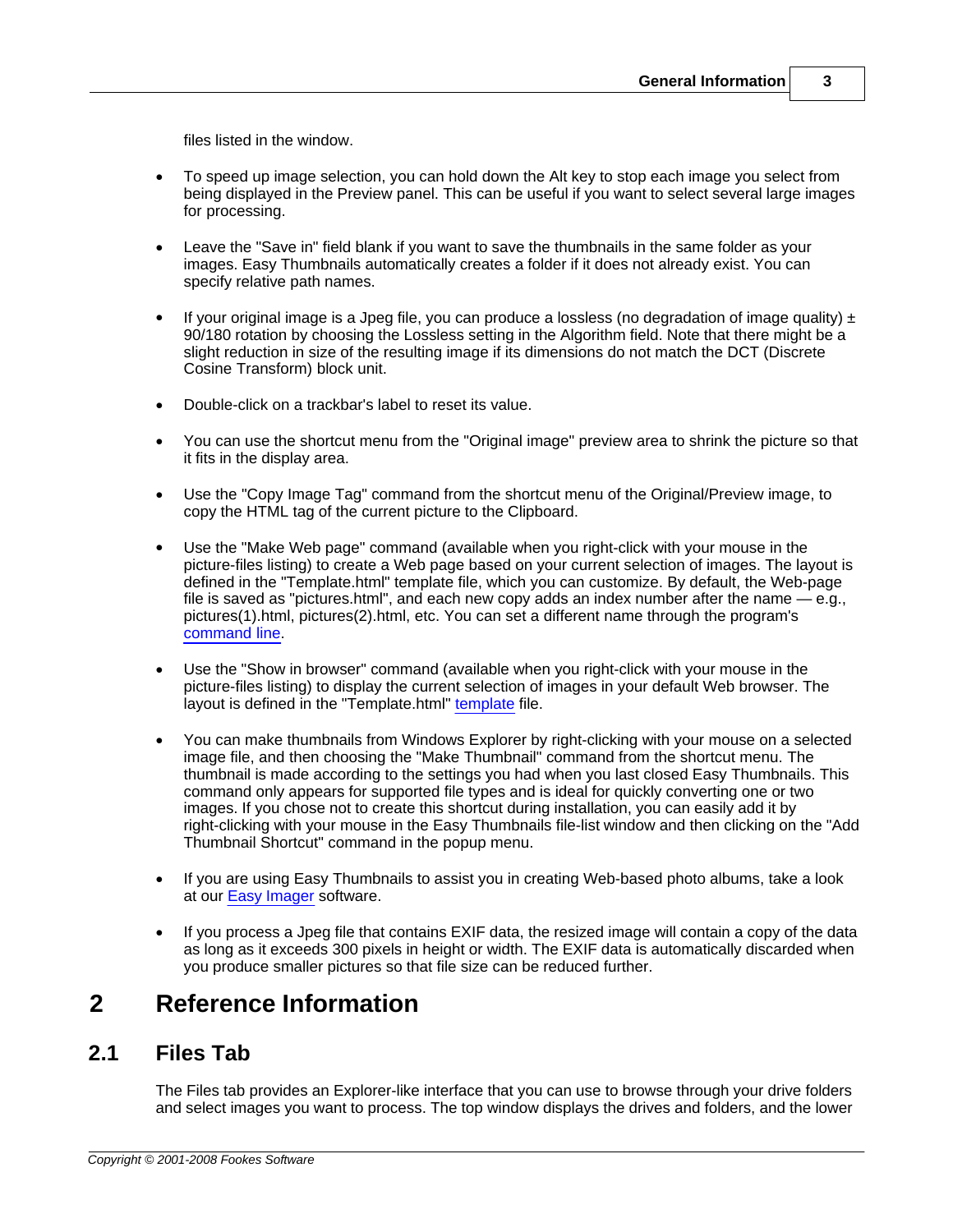files listed in the window.

- To speed up image selection, you can hold down the Alt key to stop each image you select from being displayed in the Preview panel. This can be useful if you want to select several large images for processing.

- Leave the "Save in" field blank if you want to save the thumbnails in the same folder as your images. Easy Thumbnails automatically creates a folder if it does not already exist. You can specify relative path names.

- If your original image is a Jpeg file, you can produce a lossless (no degradation of image quality) ± 90/180 rotation by choosing the Lossless setting in the Algorithm field. Note that there might be a slight reduction in size of the resulting image if its dimensions do not match the DCT (Discrete Cosine Transform) block unit.

- Double-click on a trackbar's label to reset its value.

- You can use the shortcut menu from the "Original image" preview area to shrink the picture so that it fits in the display area.

- Use the "Copy Image Tag" command from the shortcut menu of the Original/Preview image, to copy the HTML tag of the current picture to the Clipboard.

- Use the "Make Web page" command (available when you right-click with your mouse in the picture-files listing) to create a Web page based on your current selection of images. The layout is defined in the "Template.html" template file, which you can customize. By default, the Web-page file is saved as "pictures.html", and each new copy adds an index number after the name — e.g., pictures(1).html, pictures(2).html, etc. You can set a different name through the program's command line.

- Use the "Show in browser" command (available when you right-click with your mouse in the picture-files listing) to display the current selection of images in your default Web browser. The layout is defined in the "Template.html" template file.

- You can make thumbnails from Windows Explorer by right-clicking with your mouse on a selected image file, and then choosing the "Make Thumbnail" command from the shortcut menu. The thumbnail is made according to the settings you had when you last closed Easy Thumbnails. This command only appears for supported file types and is ideal for quickly converting one or two images. If you chose not to create this shortcut during installation, you can easily add it by right-clicking with your mouse in the Easy Thumbnails file-list window and then clicking on the "Add Thumbnail Shortcut" command in the popup menu.

- If you are using Easy Thumbnails to assist you in creating Web-based photo albums, take a look at our Easy Imager software.

- If you process a Jpeg file that contains EXIF data, the resized image will contain a copy of the data as long as it exceeds 300 pixels in height or width. The EXIF data is automatically discarded when you produce smaller pictures so that file size can be reduced further.

# 2 Reference Information

## 2.1 Files Tab

The Files tab provides an Explorer-like interface that you can use to browse through your drive folders and select images you want to process. The top window displays the drives and folders, and the lower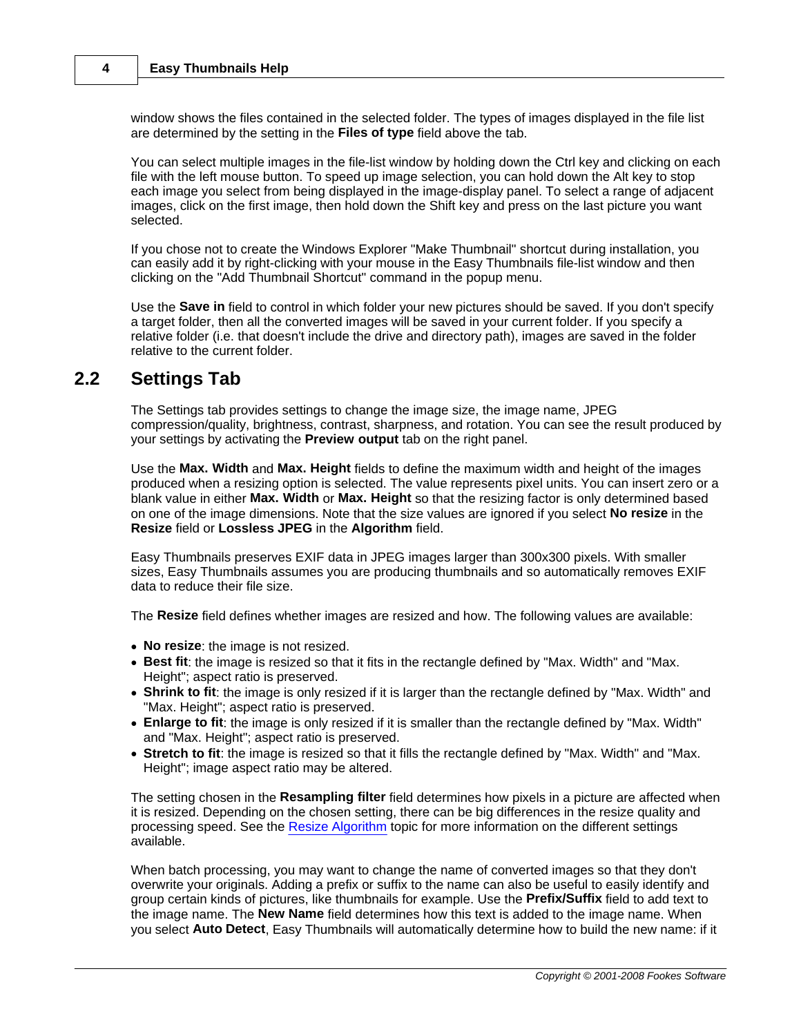window shows the files contained in the selected folder. The types of images displayed in the file list are determined by the setting in the **Files of type** field above the tab.

You can select multiple images in the file-list window by holding down the Ctrl key and clicking on each file with the left mouse button. To speed up image selection, you can hold down the Alt key to stop each image you select from being displayed in the image-display panel. To select a range of adjacent images, click on the first image, then hold down the Shift key and press on the last picture you want selected.

If you chose not to create the Windows Explorer "Make Thumbnail" shortcut during installation, you can easily add it by right-clicking with your mouse in the Easy Thumbnails file-list window and then clicking on the "Add Thumbnail Shortcut" command in the popup menu.

Use the **Save in** field to control in which folder your new pictures should be saved. If you don't specify a target folder, then all the converted images will be saved in your current folder. If you specify a relative folder (i.e. that doesn't include the drive and directory path), images are saved in the folder relative to the current folder.

## 2.2 Settings Tab

The Settings tab provides settings to change the image size, the image name, JPEG compression/quality, brightness, contrast, sharpness, and rotation. You can see the result produced by your settings by activating the **Preview output** tab on the right panel.

Use the **Max. Width** and **Max. Height** fields to define the maximum width and height of the images produced when a resizing option is selected. The value represents pixel units. You can insert zero or a blank value in either **Max. Width** or **Max. Height** so that the resizing factor is only determined based on one of the image dimensions. Note that the size values are ignored if you select **No resize** in the **Resize** field or **Lossless JPEG** in the **Algorithm** field.

Easy Thumbnails preserves EXIF data in JPEG images larger than 300x300 pixels. With smaller sizes, Easy Thumbnails assumes you are producing thumbnails and so automatically removes EXIF data to reduce their file size.

The **Resize** field defines whether images are resized and how. The following values are available:

- **No resize**: the image is not resized.
- **Best fit**: the image is resized so that it fits in the rectangle defined by "Max. Width" and "Max. Height"; aspect ratio is preserved.
- **Shrink to fit**: the image is only resized if it is larger than the rectangle defined by "Max. Width" and "Max. Height"; aspect ratio is preserved.
- **Enlarge to fit**: the image is only resized if it is smaller than the rectangle defined by "Max. Width" and "Max. Height"; aspect ratio is preserved.
- **Stretch to fit**: the image is resized so that it fills the rectangle defined by "Max. Width" and "Max. Height"; image aspect ratio may be altered.

The setting chosen in the **Resampling filter** field determines how pixels in a picture are affected when it is resized. Depending on the chosen setting, there can be big differences in the resize quality and processing speed. See the Resize Algorithm topic for more information on the different settings available.

When batch processing, you may want to change the name of converted images so that they don't overwrite your originals. Adding a prefix or suffix to the name can also be useful to easily identify and group certain kinds of pictures, like thumbnails for example. Use the **Prefix/Suffix** field to add text to the image name. The **New Name** field determines how this text is added to the image name. When you select **Auto Detect**, Easy Thumbnails will automatically determine how to build the new name: if it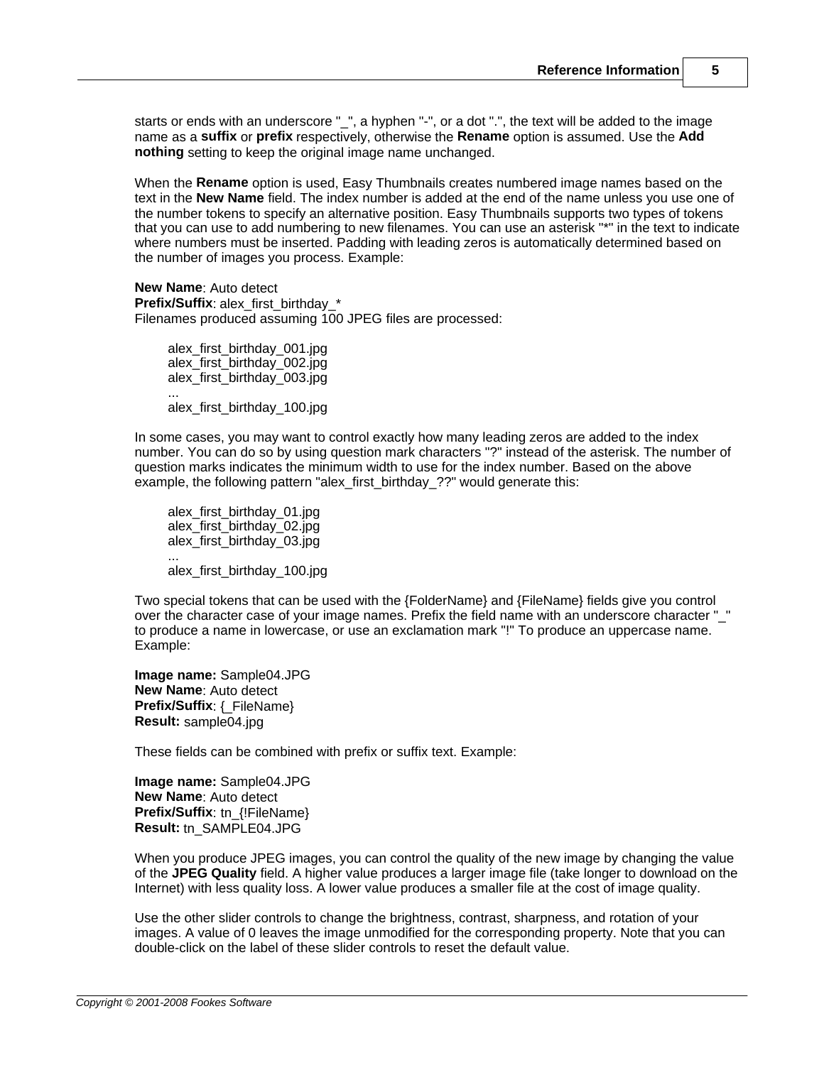starts or ends with an underscore "_", a hyphen "-", or a dot ".", the text will be added to the image name as a **suffix** or **prefix** respectively, otherwise the **Rename** option is assumed. Use the **Add nothing** setting to keep the original image name unchanged.

When the **Rename** option is used, Easy Thumbnails creates numbered image names based on the text in the **New Name** field. The index number is added at the end of the name unless you use one of the number tokens to specify an alternative position. Easy Thumbnails supports two types of tokens that you can use to add numbering to new filenames. You can use an asterisk "*" in the text to indicate where numbers must be inserted. Padding with leading zeros is automatically determined based on the number of images you process. Example:

**New Name**: Auto detect
**Prefix/Suffix**: alex_first_birthday_*
Filenames produced assuming 100 JPEG files are processed:

```
alex_first_birthday_001.jpg
alex_first_birthday_002.jpg
alex_first_birthday_003.jpg
...
alex_first_birthday_100.jpg
```

In some cases, you may want to control exactly how many leading zeros are added to the index number. You can do so by using question mark characters "?" instead of the asterisk. The number of question marks indicates the minimum width to use for the index number. Based on the above example, the following pattern "alex_first_birthday_??" would generate this:

```
alex_first_birthday_01.jpg
alex_first_birthday_02.jpg
alex_first_birthday_03.jpg
...
alex_first_birthday_100.jpg
```

Two special tokens that can be used with the {FolderName} and {FileName} fields give you control over the character case of your image names. Prefix the field name with an underscore character "_" to produce a name in lowercase, or use an exclamation mark "!" To produce an uppercase name. Example:

**Image name:** Sample04.JPG
**New Name**: Auto detect
**Prefix/Suffix**: {_FileName}
**Result:** sample04.jpg

These fields can be combined with prefix or suffix text. Example:

**Image name:** Sample04.JPG
**New Name**: Auto detect
**Prefix/Suffix**: tn_{!FileName}
**Result:** tn_SAMPLE04.JPG

When you produce JPEG images, you can control the quality of the new image by changing the value of the **JPEG Quality** field. A higher value produces a larger image file (take longer to download on the Internet) with less quality loss. A lower value produces a smaller file at the cost of image quality.

Use the other slider controls to change the brightness, contrast, sharpness, and rotation of your images. A value of 0 leaves the image unmodified for the corresponding property. Note that you can double-click on the label of these slider controls to reset the default value.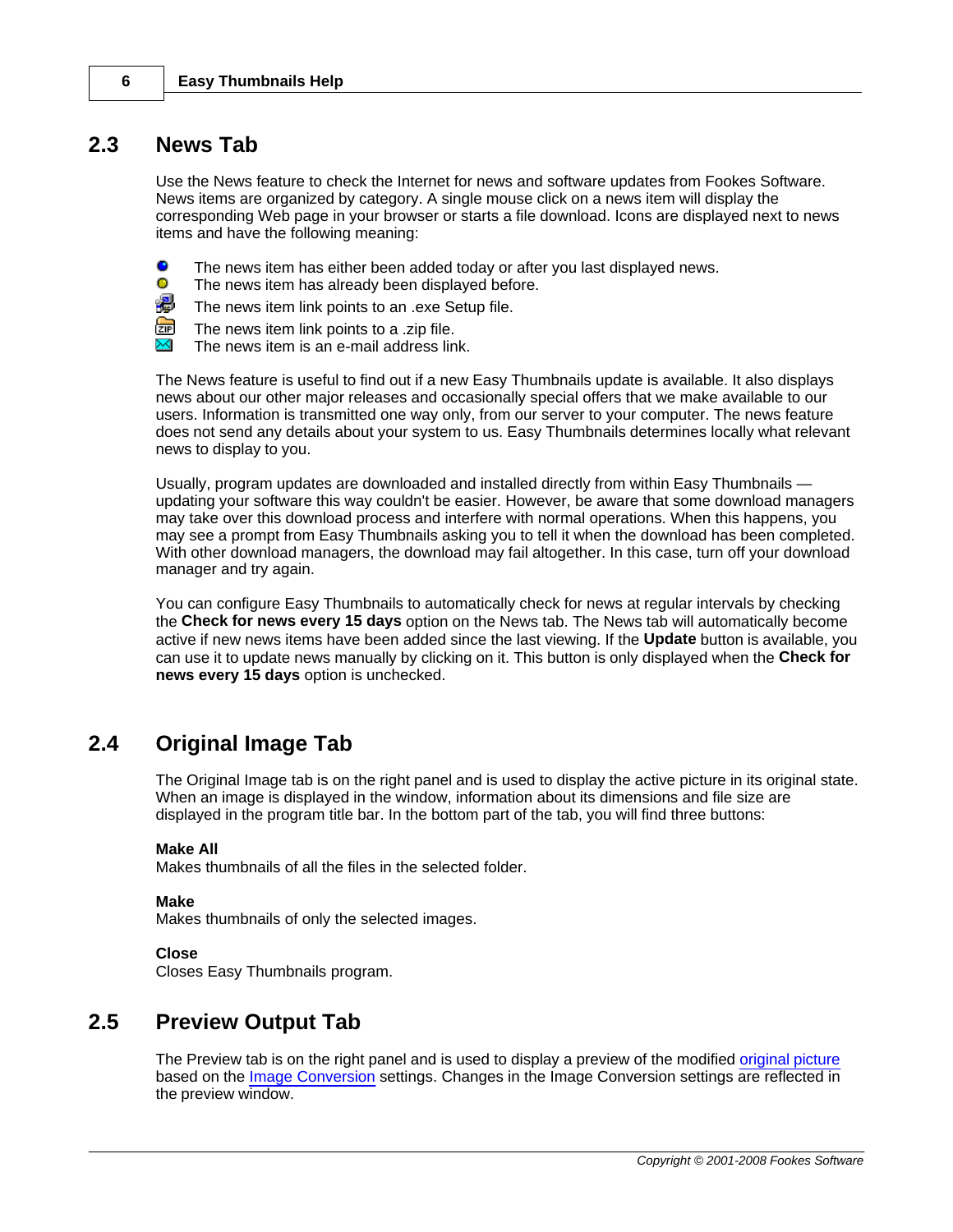## 2.3 News Tab

Use the News feature to check the Internet for news and software updates from Fookes Software. News items are organized by category. A single mouse click on a news item will display the corresponding Web page in your browser or starts a file download. Icons are displayed next to news items and have the following meaning:

- The news item has either been added today or after you last displayed news.
- The news item has already been displayed before.
- The news item link points to an .exe Setup file.
- The news item link points to a .zip file.
- The news item is an e-mail address link.

The News feature is useful to find out if a new Easy Thumbnails update is available. It also displays news about our other major releases and occasionally special offers that we make available to our users. Information is transmitted one way only, from our server to your computer. The news feature does not send any details about your system to us. Easy Thumbnails determines locally what relevant news to display to you.

Usually, program updates are downloaded and installed directly from within Easy Thumbnails — updating your software this way couldn't be easier. However, be aware that some download managers may take over this download process and interfere with normal operations. When this happens, you may see a prompt from Easy Thumbnails asking you to tell it when the download has been completed. With other download managers, the download may fail altogether. In this case, turn off your download manager and try again.

You can configure Easy Thumbnails to automatically check for news at regular intervals by checking the **Check for news every 15 days** option on the News tab. The News tab will automatically become active if new news items have been added since the last viewing. If the **Update** button is available, you can use it to update news manually by clicking on it. This button is only displayed when the **Check for news every 15 days** option is unchecked.

## 2.4 Original Image Tab

The Original Image tab is on the right panel and is used to display the active picture in its original state. When an image is displayed in the window, information about its dimensions and file size are displayed in the program title bar. In the bottom part of the tab, you will find three buttons:

**Make All**
Makes thumbnails of all the files in the selected folder.

**Make**
Makes thumbnails of only the selected images.

**Close**
Closes Easy Thumbnails program.

## 2.5 Preview Output Tab

The Preview tab is on the right panel and is used to display a preview of the modified original picture based on the Image Conversion settings. Changes in the Image Conversion settings are reflected in the preview window.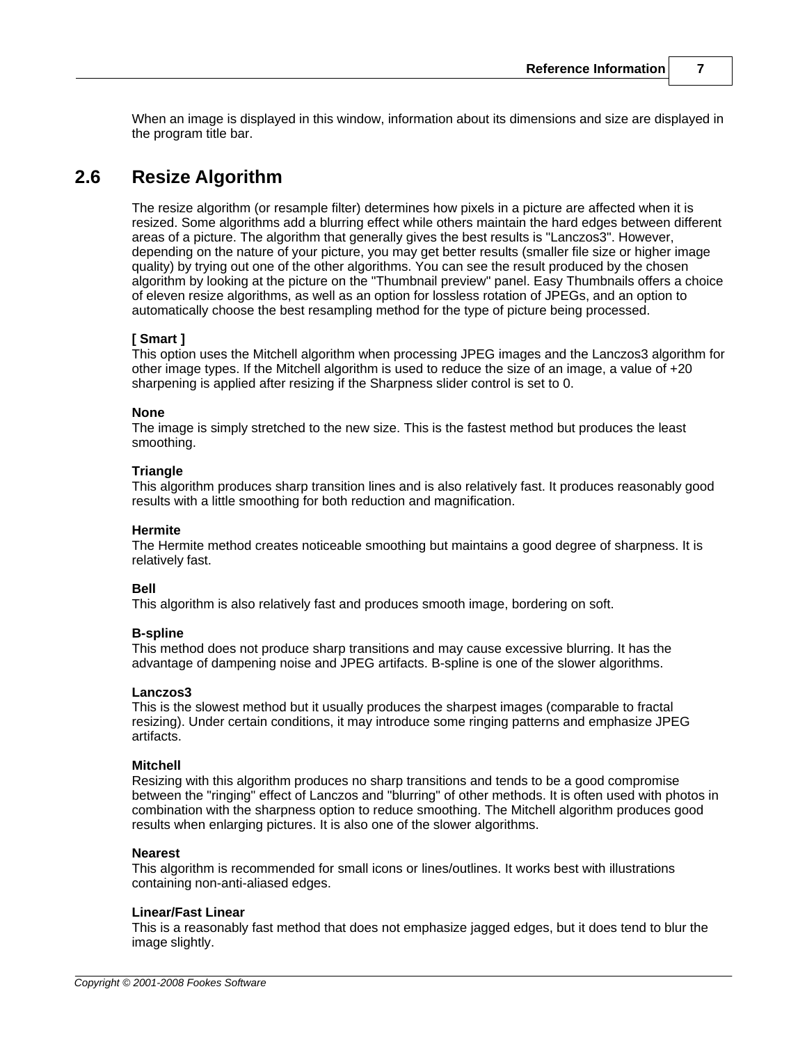When an image is displayed in this window, information about its dimensions and size are displayed in the program title bar.

## 2.6 Resize Algorithm

The resize algorithm (or resample filter) determines how pixels in a picture are affected when it is resized. Some algorithms add a blurring effect while others maintain the hard edges between different areas of a picture. The algorithm that generally gives the best results is "Lanczos3". However, depending on the nature of your picture, you may get better results (smaller file size or higher image quality) by trying out one of the other algorithms. You can see the result produced by the chosen algorithm by looking at the picture on the "Thumbnail preview" panel. Easy Thumbnails offers a choice of eleven resize algorithms, as well as an option for lossless rotation of JPEGs, and an option to automatically choose the best resampling method for the type of picture being processed.

**[ Smart ]**
This option uses the Mitchell algorithm when processing JPEG images and the Lanczos3 algorithm for other image types. If the Mitchell algorithm is used to reduce the size of an image, a value of +20 sharpening is applied after resizing if the Sharpness slider control is set to 0.

**None**
The image is simply stretched to the new size. This is the fastest method but produces the least smoothing.

**Triangle**
This algorithm produces sharp transition lines and is also relatively fast. It produces reasonably good results with a little smoothing for both reduction and magnification.

**Hermite**
The Hermite method creates noticeable smoothing but maintains a good degree of sharpness. It is relatively fast.

**Bell**
This algorithm is also relatively fast and produces smooth image, bordering on soft.

**B-spline**
This method does not produce sharp transitions and may cause excessive blurring. It has the advantage of dampening noise and JPEG artifacts. B-spline is one of the slower algorithms.

**Lanczos3**
This is the slowest method but it usually produces the sharpest images (comparable to fractal resizing). Under certain conditions, it may introduce some ringing patterns and emphasize JPEG artifacts.

**Mitchell**
Resizing with this algorithm produces no sharp transitions and tends to be a good compromise between the "ringing" effect of Lanczos and "blurring" of other methods. It is often used with photos in combination with the sharpness option to reduce smoothing. The Mitchell algorithm produces good results when enlarging pictures. It is also one of the slower algorithms.

**Nearest**
This algorithm is recommended for small icons or lines/outlines. It works best with illustrations containing non-anti-aliased edges.

**Linear/Fast Linear**
This is a reasonably fast method that does not emphasize jagged edges, but it does tend to blur the image slightly.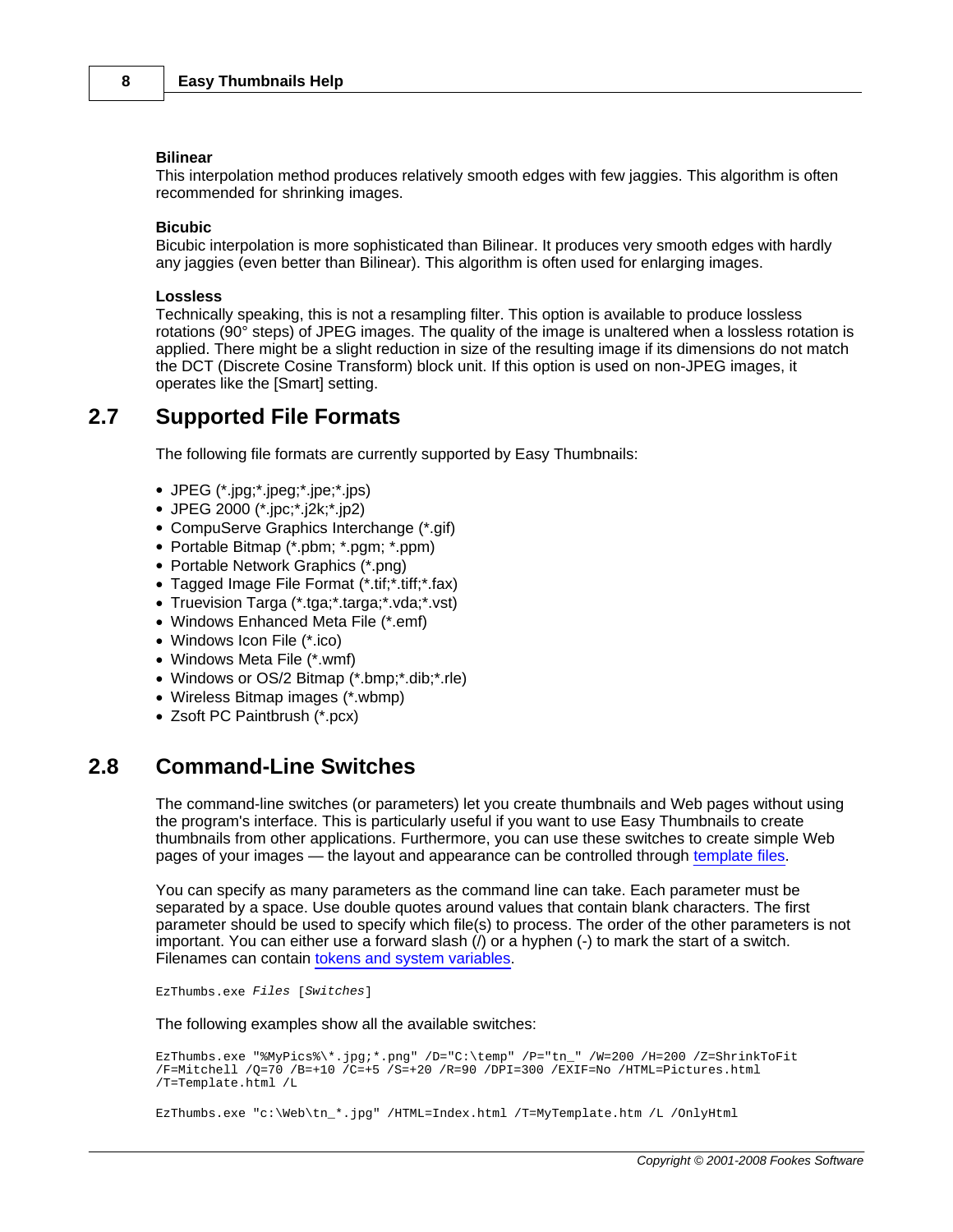**Bilinear**
This interpolation method produces relatively smooth edges with few jaggies. This algorithm is often recommended for shrinking images.

**Bicubic**
Bicubic interpolation is more sophisticated than Bilinear. It produces very smooth edges with hardly any jaggies (even better than Bilinear). This algorithm is often used for enlarging images.

**Lossless**
Technically speaking, this is not a resampling filter. This option is available to produce lossless rotations (90° steps) of JPEG images. The quality of the image is unaltered when a lossless rotation is applied. There might be a slight reduction in size of the resulting image if its dimensions do not match the DCT (Discrete Cosine Transform) block unit. If this option is used on non-JPEG images, it operates like the [Smart] setting.

## 2.7 Supported File Formats

The following file formats are currently supported by Easy Thumbnails:

- JPEG (*.jpg;*.jpeg;*.jpe;*.jps)
- JPEG 2000 (*.jpc;*.j2k;*.jp2)
- CompuServe Graphics Interchange (*.gif)
- Portable Bitmap (*.pbm; *.pgm; *.ppm)
- Portable Network Graphics (*.png)
- Tagged Image File Format (*.tif;*.tiff;*.fax)
- Truevision Targa (*.tga;*.targa;*.vda;*.vst)
- Windows Enhanced Meta File (*.emf)
- Windows Icon File (*.ico)
- Windows Meta File (*.wmf)
- Windows or OS/2 Bitmap (*.bmp;*.dib;*.rle)
- Wireless Bitmap images (*.wbmp)
- Zsoft PC Paintbrush (*.pcx)

## 2.8 Command-Line Switches

The command-line switches (or parameters) let you create thumbnails and Web pages without using the program's interface. This is particularly useful if you want to use Easy Thumbnails to create thumbnails from other applications. Furthermore, you can use these switches to create simple Web pages of your images — the layout and appearance can be controlled through template files.

You can specify as many parameters as the command line can take. Each parameter must be separated by a space. Use double quotes around values that contain blank characters. The first parameter should be used to specify which file(s) to process. The order of the other parameters is not important. You can either use a forward slash (/) or a hyphen (-) to mark the start of a switch. Filenames can contain tokens and system variables.

```
EzThumbs.exe Files [Switches]
```

The following examples show all the available switches:

```
EzThumbs.exe "%MyPics%\*.jpg;*.png" /D="C:\temp" /P="tn_" /W=200 /H=200 /Z=ShrinkToFit
/F=Mitchell /Q=70 /B=+10 /C=+5 /S=+20 /R=90 /DPI=300 /EXIF=No /HTML=Pictures.html
/T=Template.html /L

EzThumbs.exe "c:\Web\tn_*.jpg" /HTML=Index.html /T=MyTemplate.htm /L /OnlyHtml
```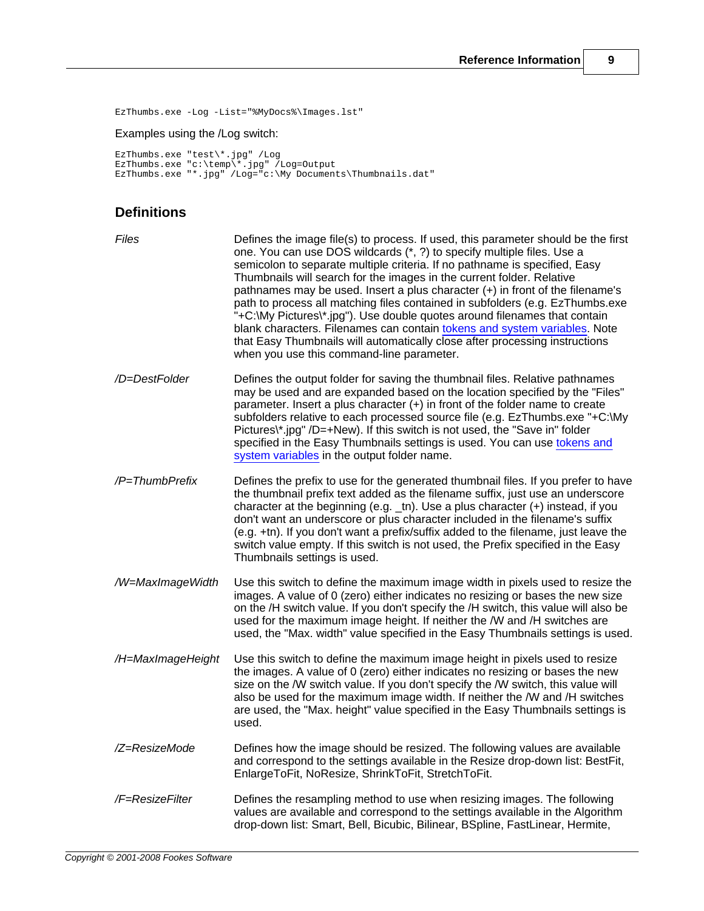```
EzThumbs.exe -Log -List="%MyDocs%\Images.lst"
```

Examples using the /Log switch:

```
EzThumbs.exe "test\*.jpg" /Log
EzThumbs.exe "c:\temp\*.jpg" /Log=Output
EzThumbs.exe "*.jpg" /Log="c:\My Documents\Thumbnails.dat"
```

## Definitions

| | |
|---|---|
| *Files* | Defines the image file(s) to process. If used, this parameter should be the first one. You can use DOS wildcards (*, ?) to specify multiple files. Use a semicolon to separate multiple criteria. If no pathname is specified, Easy Thumbnails will search for the images in the current folder. Relative pathnames may be used. Insert a plus character (+) in front of the filename's path to process all matching files contained in subfolders (e.g. EzThumbs.exe "+C:\My Pictures\*.jpg"). Use double quotes around filenames that contain blank characters. Filenames can contain tokens and system variables. Note that Easy Thumbnails will automatically close after processing instructions when you use this command-line parameter. |
| */D=DestFolder* | Defines the output folder for saving the thumbnail files. Relative pathnames may be used and are expanded based on the location specified by the "Files" parameter. Insert a plus character (+) in front of the folder name to create subfolders relative to each processed source file (e.g. EzThumbs.exe "+C:\My Pictures\*.jpg" /D=+New). If this switch is not used, the "Save in" folder specified in the Easy Thumbnails settings is used. You can use tokens and system variables in the output folder name. |
| */P=ThumbPrefix* | Defines the prefix to use for the generated thumbnail files. If you prefer to have the thumbnail prefix text added as the filename suffix, just use an underscore character at the beginning (e.g. _tn). Use a plus character (+) instead, if you don't want an underscore or plus character included in the filename's suffix (e.g. +tn). If you don't want a prefix/suffix added to the filename, just leave the switch value empty. If this switch is not used, the Prefix specified in the Easy Thumbnails settings is used. |
| */W=MaxImageWidth* | Use this switch to define the maximum image width in pixels used to resize the images. A value of 0 (zero) either indicates no resizing or bases the new size on the /H switch value. If you don't specify the /H switch, this value will also be used for the maximum image height. If neither the /W and /H switches are used, the "Max. width" value specified in the Easy Thumbnails settings is used. |
| */H=MaxImageHeight* | Use this switch to define the maximum image height in pixels used to resize the images. A value of 0 (zero) either indicates no resizing or bases the new size on the /W switch value. If you don't specify the /W switch, this value will also be used for the maximum image width. If neither the /W and /H switches are used, the "Max. height" value specified in the Easy Thumbnails settings is used. |
| */Z=ResizeMode* | Defines how the image should be resized. The following values are available and correspond to the settings available in the Resize drop-down list: BestFit, EnlargeToFit, NoResize, ShrinkToFit, StretchToFit. |
| */F=ResizeFilter* | Defines the resampling method to use when resizing images. The following values are available and correspond to the settings available in the Algorithm drop-down list: Smart, Bell, Bicubic, Bilinear, BSpline, FastLinear, Hermite, |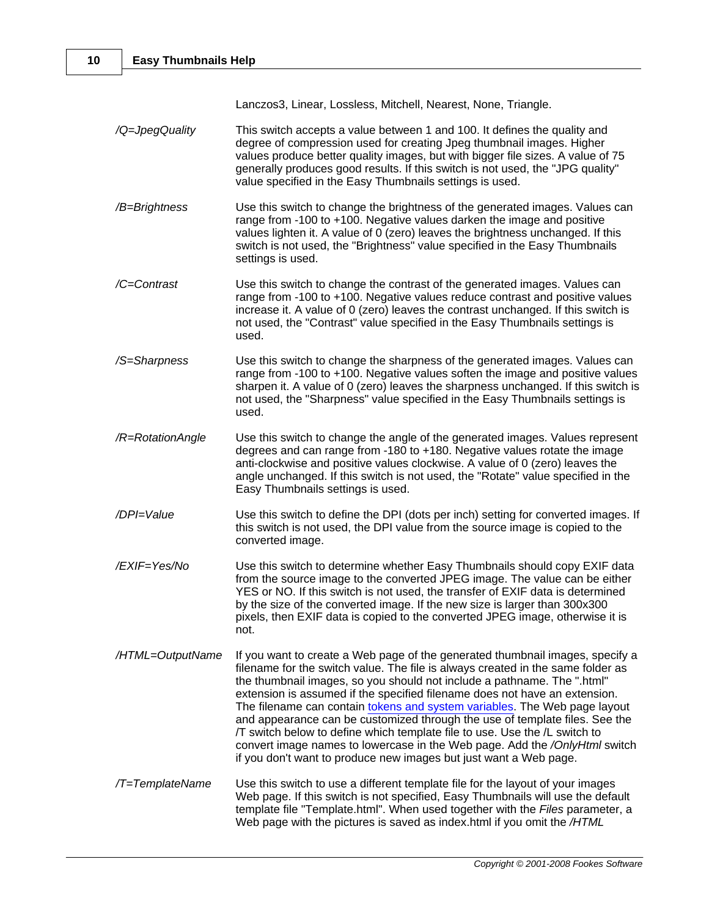Lanczos3, Linear, Lossless, Mitchell, Nearest, None, Triangle.

| | |
|---|---|
| */Q=JpegQuality* | This switch accepts a value between 1 and 100. It defines the quality and degree of compression used for creating Jpeg thumbnail images. Higher values produce better quality images, but with bigger file sizes. A value of 75 generally produces good results. If this switch is not used, the "JPG quality" value specified in the Easy Thumbnails settings is used. |
| */B=Brightness* | Use this switch to change the brightness of the generated images. Values can range from -100 to +100. Negative values darken the image and positive values lighten it. A value of 0 (zero) leaves the brightness unchanged. If this switch is not used, the "Brightness" value specified in the Easy Thumbnails settings is used. |
| */C=Contrast* | Use this switch to change the contrast of the generated images. Values can range from -100 to +100. Negative values reduce contrast and positive values increase it. A value of 0 (zero) leaves the contrast unchanged. If this switch is not used, the "Contrast" value specified in the Easy Thumbnails settings is used. |
| */S=Sharpness* | Use this switch to change the sharpness of the generated images. Values can range from -100 to +100. Negative values soften the image and positive values sharpen it. A value of 0 (zero) leaves the sharpness unchanged. If this switch is not used, the "Sharpness" value specified in the Easy Thumbnails settings is used. |
| */R=RotationAngle* | Use this switch to change the angle of the generated images. Values represent degrees and can range from -180 to +180. Negative values rotate the image anti-clockwise and positive values clockwise. A value of 0 (zero) leaves the angle unchanged. If this switch is not used, the "Rotate" value specified in the Easy Thumbnails settings is used. |
| */DPI=Value* | Use this switch to define the DPI (dots per inch) setting for converted images. If this switch is not used, the DPI value from the source image is copied to the converted image. |
| */EXIF=Yes/No* | Use this switch to determine whether Easy Thumbnails should copy EXIF data from the source image to the converted JPEG image. The value can be either YES or NO. If this switch is not used, the transfer of EXIF data is determined by the size of the converted image. If the new size is larger than 300x300 pixels, then EXIF data is copied to the converted JPEG image, otherwise it is not. |
| */HTML=OutputName* | If you want to create a Web page of the generated thumbnail images, specify a filename for the switch value. The file is always created in the same folder as the thumbnail images, so you should not include a pathname. The ".html" extension is assumed if the specified filename does not have an extension. The filename can contain tokens and system variables. The Web page layout and appearance can be customized through the use of template files. See the /T switch below to define which template file to use. Use the /L switch to convert image names to lowercase in the Web page. Add the */OnlyHtml* switch if you don't want to produce new images but just want a Web page. |
| */T=TemplateName* | Use this switch to use a different template file for the layout of your images Web page. If this switch is not specified, Easy Thumbnails will use the default template file "Template.html". When used together with the *Files* parameter, a Web page with the pictures is saved as index.html if you omit the */HTML* |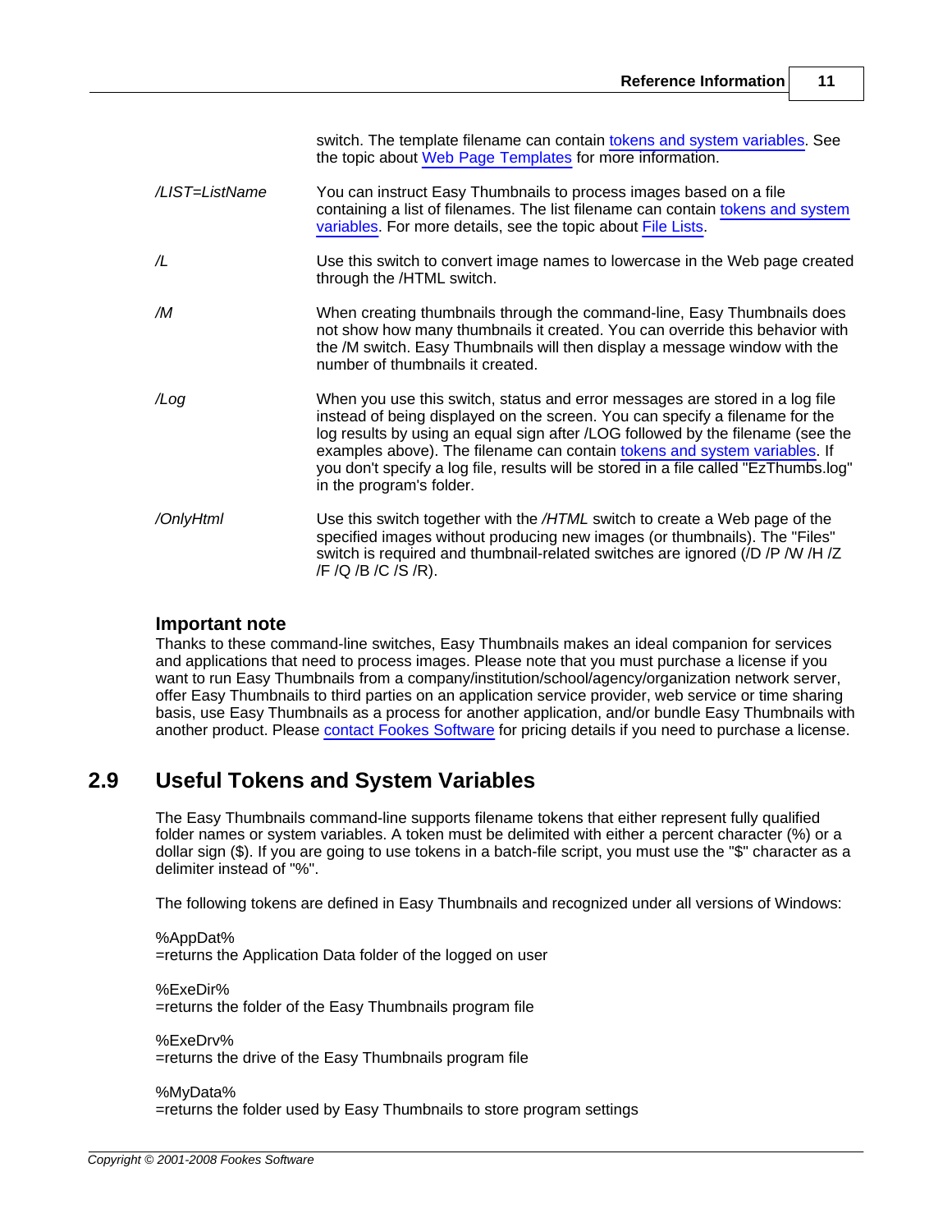switch. The template filename can contain tokens and system variables. See the topic about Web Page Templates for more information.

| | |
|---|---|
| */LIST=ListName* | You can instruct Easy Thumbnails to process images based on a file containing a list of filenames. The list filename can contain tokens and system variables. For more details, see the topic about File Lists. |
| */L* | Use this switch to convert image names to lowercase in the Web page created through the /HTML switch. |
| */M* | When creating thumbnails through the command-line, Easy Thumbnails does not show how many thumbnails it created. You can override this behavior with the /M switch. Easy Thumbnails will then display a message window with the number of thumbnails it created. |
| */Log* | When you use this switch, status and error messages are stored in a log file instead of being displayed on the screen. You can specify a filename for the log results by using an equal sign after /LOG followed by the filename (see the examples above). The filename can contain tokens and system variables. If you don't specify a log file, results will be stored in a file called "EzThumbs.log" in the program's folder. |
| */OnlyHtml* | Use this switch together with the */HTML* switch to create a Web page of the specified images without producing new images (or thumbnails). The "Files" switch is required and thumbnail-related switches are ignored (/D /P /W /H /Z /F /Q /B /C /S /R). |

### Important note

Thanks to these command-line switches, Easy Thumbnails makes an ideal companion for services and applications that need to process images. Please note that you must purchase a license if you want to run Easy Thumbnails from a company/institution/school/agency/organization network server, offer Easy Thumbnails to third parties on an application service provider, web service or time sharing basis, use Easy Thumbnails as a process for another application, and/or bundle Easy Thumbnails with another product. Please contact Fookes Software for pricing details if you need to purchase a license.

## 2.9 Useful Tokens and System Variables

The Easy Thumbnails command-line supports filename tokens that either represent fully qualified folder names or system variables. A token must be delimited with either a percent character (%) or a dollar sign ($). If you are going to use tokens in a batch-file script, you must use the "$" character as a delimiter instead of "%".

The following tokens are defined in Easy Thumbnails and recognized under all versions of Windows:

%AppDat%
=returns the Application Data folder of the logged on user

%ExeDir%
=returns the folder of the Easy Thumbnails program file

%ExeDrv%
=returns the drive of the Easy Thumbnails program file

%MyData%
=returns the folder used by Easy Thumbnails to store program settings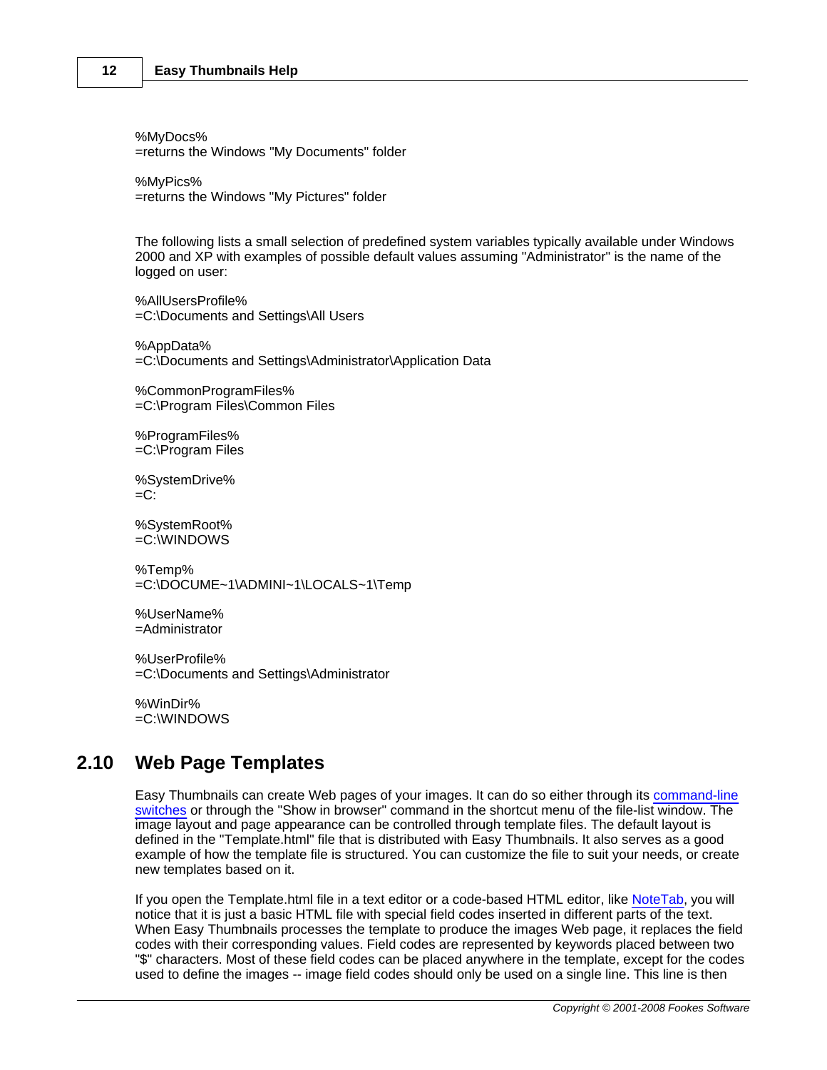%MyDocs%
=returns the Windows "My Documents" folder

%MyPics%
=returns the Windows "My Pictures" folder

The following lists a small selection of predefined system variables typically available under Windows 2000 and XP with examples of possible default values assuming "Administrator" is the name of the logged on user:

%AllUsersProfile%
=C:\Documents and Settings\All Users

%AppData%
=C:\Documents and Settings\Administrator\Application Data

%CommonProgramFiles%
=C:\Program Files\Common Files

%ProgramFiles%
=C:\Program Files

%SystemDrive%
=C:

%SystemRoot%
=C:\WINDOWS

%Temp%
=C:\DOCUME~1\ADMINI~1\LOCALS~1\Temp

%UserName%
=Administrator

%UserProfile%
=C:\Documents and Settings\Administrator

%WinDir%
=C:\WINDOWS

## 2.10 Web Page Templates

Easy Thumbnails can create Web pages of your images. It can do so either through its command-line switches or through the "Show in browser" command in the shortcut menu of the file-list window. The image layout and page appearance can be controlled through template files. The default layout is defined in the "Template.html" file that is distributed with Easy Thumbnails. It also serves as a good example of how the template file is structured. You can customize the file to suit your needs, or create new templates based on it.

If you open the Template.html file in a text editor or a code-based HTML editor, like NoteTab, you will notice that it is just a basic HTML file with special field codes inserted in different parts of the text. When Easy Thumbnails processes the template to produce the images Web page, it replaces the field codes with their corresponding values. Field codes are represented by keywords placed between two "$" characters. Most of these field codes can be placed anywhere in the template, except for the codes used to define the images -- image field codes should only be used on a single line. This line is then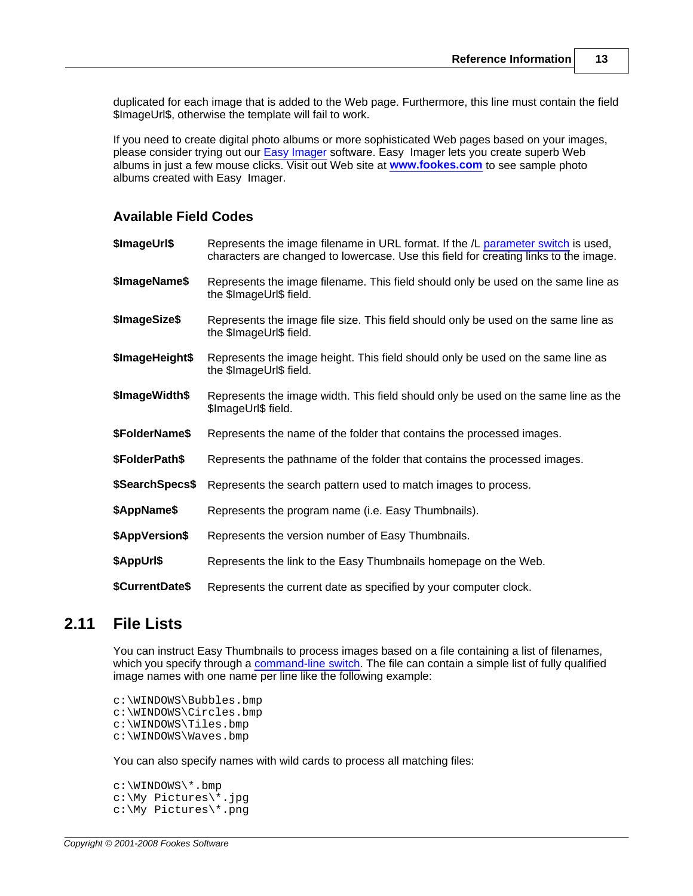duplicated for each image that is added to the Web page. Furthermore, this line must contain the field $ImageUrl$, otherwise the template will fail to work.

If you need to create digital photo albums or more sophisticated Web pages based on your images, please consider trying out our Easy Imager software. Easy Imager lets you create superb Web albums in just a few mouse clicks. Visit out Web site at **www.fookes.com** to see sample photo albums created with Easy Imager.

### Available Field Codes

| | |
|---|---|
| **$ImageUrl$** | Represents the image filename in URL format. If the /L parameter switch is used, characters are changed to lowercase. Use this field for creating links to the image. |
| **$ImageName$** | Represents the image filename. This field should only be used on the same line as the $ImageUrl$ field. |
| **$ImageSize$** | Represents the image file size. This field should only be used on the same line as the $ImageUrl$ field. |
| **$ImageHeight$** | Represents the image height. This field should only be used on the same line as the $ImageUrl$ field. |
| **$ImageWidth$** | Represents the image width. This field should only be used on the same line as the $ImageUrl$ field. |
| **$FolderName$** | Represents the name of the folder that contains the processed images. |
| **$FolderPath$** | Represents the pathname of the folder that contains the processed images. |
| **$SearchSpecs$** | Represents the search pattern used to match images to process. |
| **$AppName$** | Represents the program name (i.e. Easy Thumbnails). |
| **$AppVersion$** | Represents the version number of Easy Thumbnails. |
| **$AppUrl$** | Represents the link to the Easy Thumbnails homepage on the Web. |
| **$CurrentDate$** | Represents the current date as specified by your computer clock. |

## 2.11 File Lists

You can instruct Easy Thumbnails to process images based on a file containing a list of filenames, which you specify through a command-line switch. The file can contain a simple list of fully qualified image names with one name per line like the following example:

```
c:\WINDOWS\Bubbles.bmp
c:\WINDOWS\Circles.bmp
c:\WINDOWS\Tiles.bmp
c:\WINDOWS\Waves.bmp
```

You can also specify names with wild cards to process all matching files:

```
c:\WINDOWS\*.bmp
c:\My Pictures\*.jpg
c:\My Pictures\*.png
```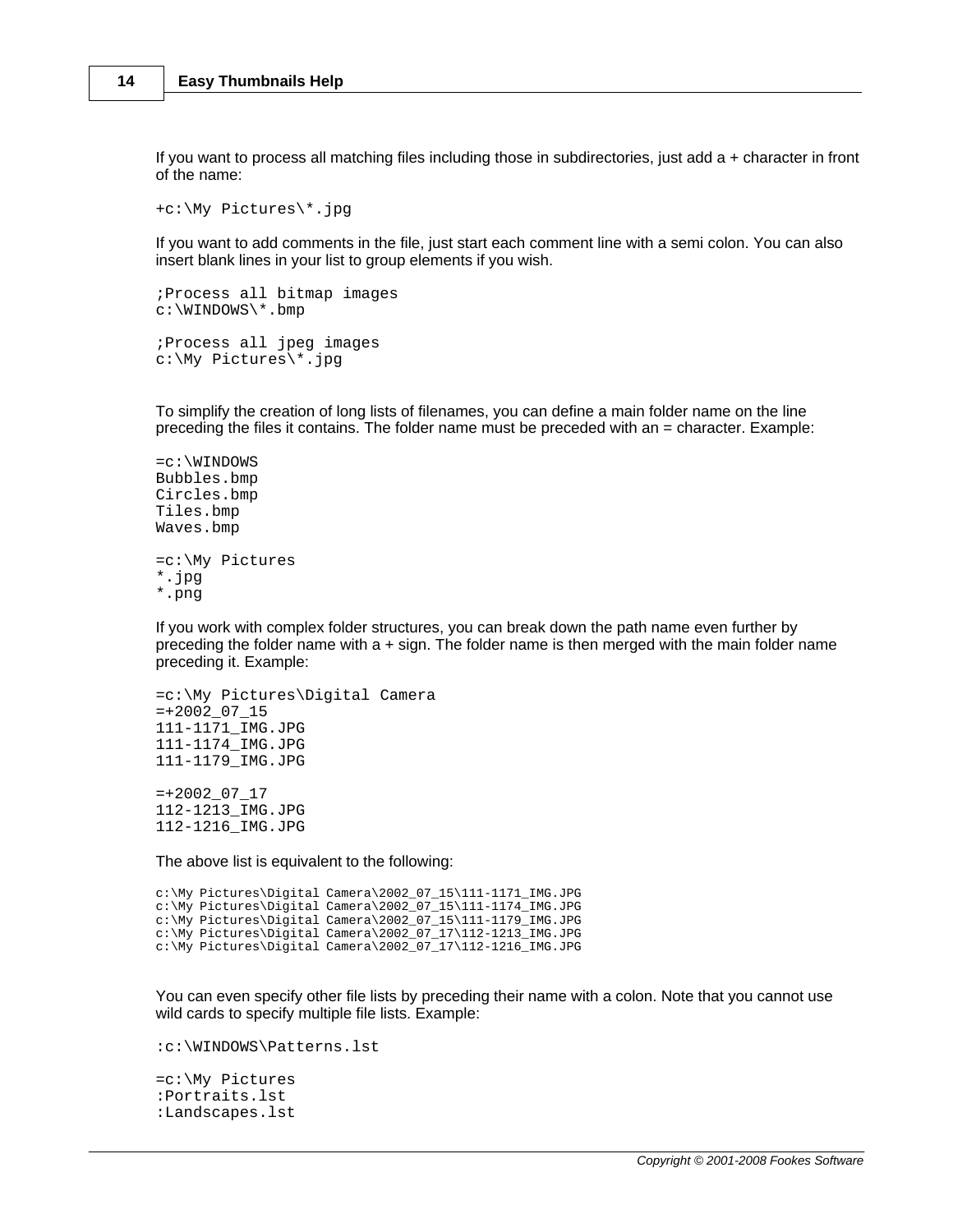If you want to process all matching files including those in subdirectories, just add a + character in front of the name:

```
+c:\My Pictures\*.jpg
```

If you want to add comments in the file, just start each comment line with a semi colon. You can also insert blank lines in your list to group elements if you wish.

```
;Process all bitmap images
c:\WINDOWS\*.bmp

;Process all jpeg images
c:\My Pictures\*.jpg
```

To simplify the creation of long lists of filenames, you can define a main folder name on the line preceding the files it contains. The folder name must be preceded with an = character. Example:

```
=c:\WINDOWS
Bubbles.bmp
Circles.bmp
Tiles.bmp
Waves.bmp

=c:\My Pictures
*.jpg
*.png
```

If you work with complex folder structures, you can break down the path name even further by preceding the folder name with a + sign. The folder name is then merged with the main folder name preceding it. Example:

```
=c:\My Pictures\Digital Camera
=+2002_07_15
111-1171_IMG.JPG
111-1174_IMG.JPG
111-1179_IMG.JPG

=+2002_07_17
112-1213_IMG.JPG
112-1216_IMG.JPG
```

The above list is equivalent to the following:

```
c:\My Pictures\Digital Camera\2002_07_15\111-1171_IMG.JPG
c:\My Pictures\Digital Camera\2002_07_15\111-1174_IMG.JPG
c:\My Pictures\Digital Camera\2002_07_15\111-1179_IMG.JPG
c:\My Pictures\Digital Camera\2002_07_17\112-1213_IMG.JPG
c:\My Pictures\Digital Camera\2002_07_17\112-1216_IMG.JPG
```

You can even specify other file lists by preceding their name with a colon. Note that you cannot use wild cards to specify multiple file lists. Example:

```
:c:\WINDOWS\Patterns.lst

=c:\My Pictures
:Portraits.lst
:Landscapes.lst
```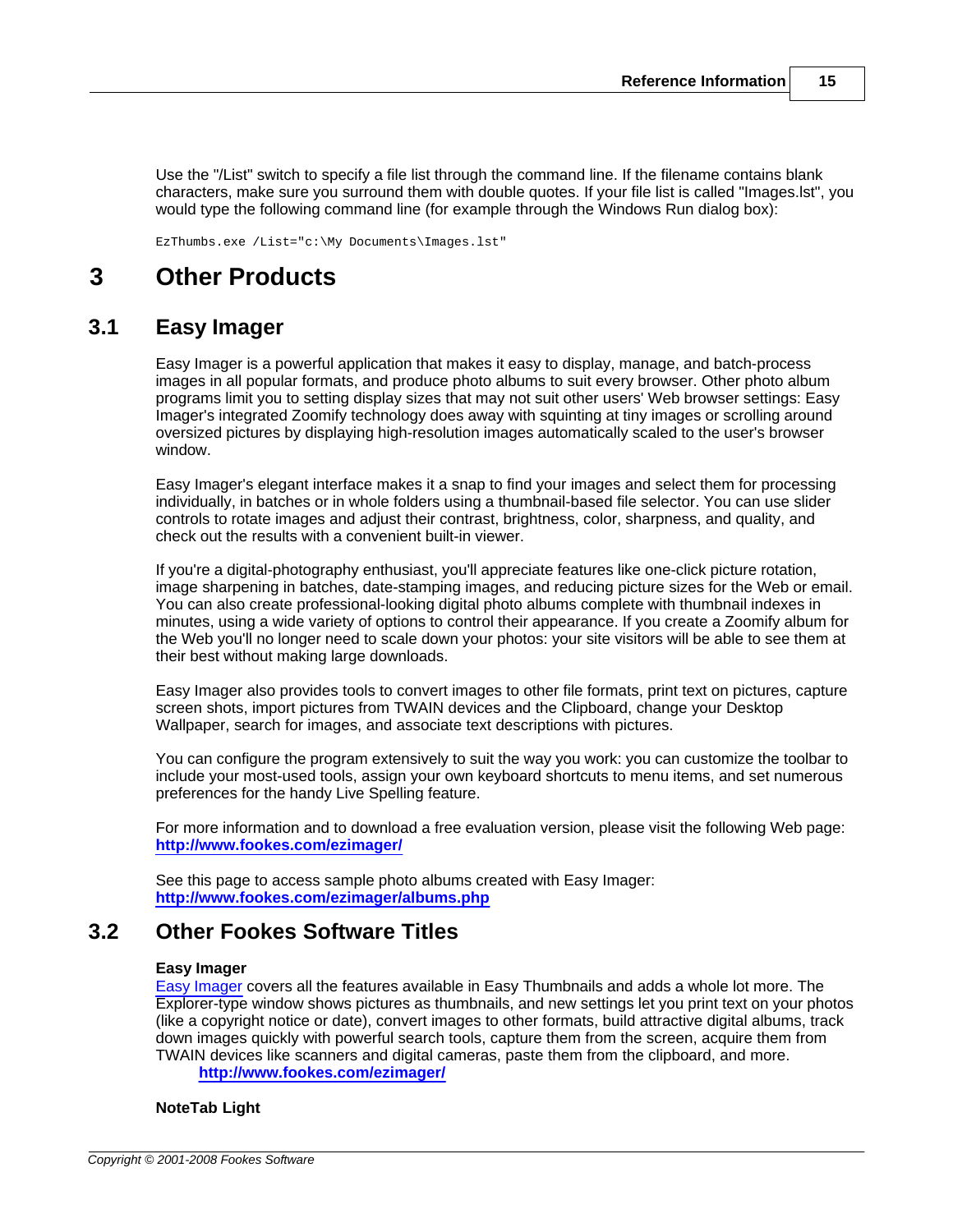Use the "/List" switch to specify a file list through the command line. If the filename contains blank characters, make sure you surround them with double quotes. If your file list is called "Images.lst", you would type the following command line (for example through the Windows Run dialog box):

```
EzThumbs.exe /List="c:\My Documents\Images.lst"
```

# 3 Other Products

## 3.1 Easy Imager

Easy Imager is a powerful application that makes it easy to display, manage, and batch-process images in all popular formats, and produce photo albums to suit every browser. Other photo album programs limit you to setting display sizes that may not suit other users' Web browser settings: Easy Imager's integrated Zoomify technology does away with squinting at tiny images or scrolling around oversized pictures by displaying high-resolution images automatically scaled to the user's browser window.

Easy Imager's elegant interface makes it a snap to find your images and select them for processing individually, in batches or in whole folders using a thumbnail-based file selector. You can use slider controls to rotate images and adjust their contrast, brightness, color, sharpness, and quality, and check out the results with a convenient built-in viewer.

If you're a digital-photography enthusiast, you'll appreciate features like one-click picture rotation, image sharpening in batches, date-stamping images, and reducing picture sizes for the Web or email. You can also create professional-looking digital photo albums complete with thumbnail indexes in minutes, using a wide variety of options to control their appearance. If you create a Zoomify album for the Web you'll no longer need to scale down your photos: your site visitors will be able to see them at their best without making large downloads.

Easy Imager also provides tools to convert images to other file formats, print text on pictures, capture screen shots, import pictures from TWAIN devices and the Clipboard, change your Desktop Wallpaper, search for images, and associate text descriptions with pictures.

You can configure the program extensively to suit the way you work: you can customize the toolbar to include your most-used tools, assign your own keyboard shortcuts to menu items, and set numerous preferences for the handy Live Spelling feature.

For more information and to download a free evaluation version, please visit the following Web page:
**http://www.fookes.com/ezimager/**

See this page to access sample photo albums created with Easy Imager:
**http://www.fookes.com/ezimager/albums.php**

## 3.2 Other Fookes Software Titles

**Easy Imager**
Easy Imager covers all the features available in Easy Thumbnails and adds a whole lot more. The Explorer-type window shows pictures as thumbnails, and new settings let you print text on your photos (like a copyright notice or date), convert images to other formats, build attractive digital albums, track down images quickly with powerful search tools, capture them from the screen, acquire them from TWAIN devices like scanners and digital cameras, paste them from the clipboard, and more.
**http://www.fookes.com/ezimager/**

**NoteTab Light**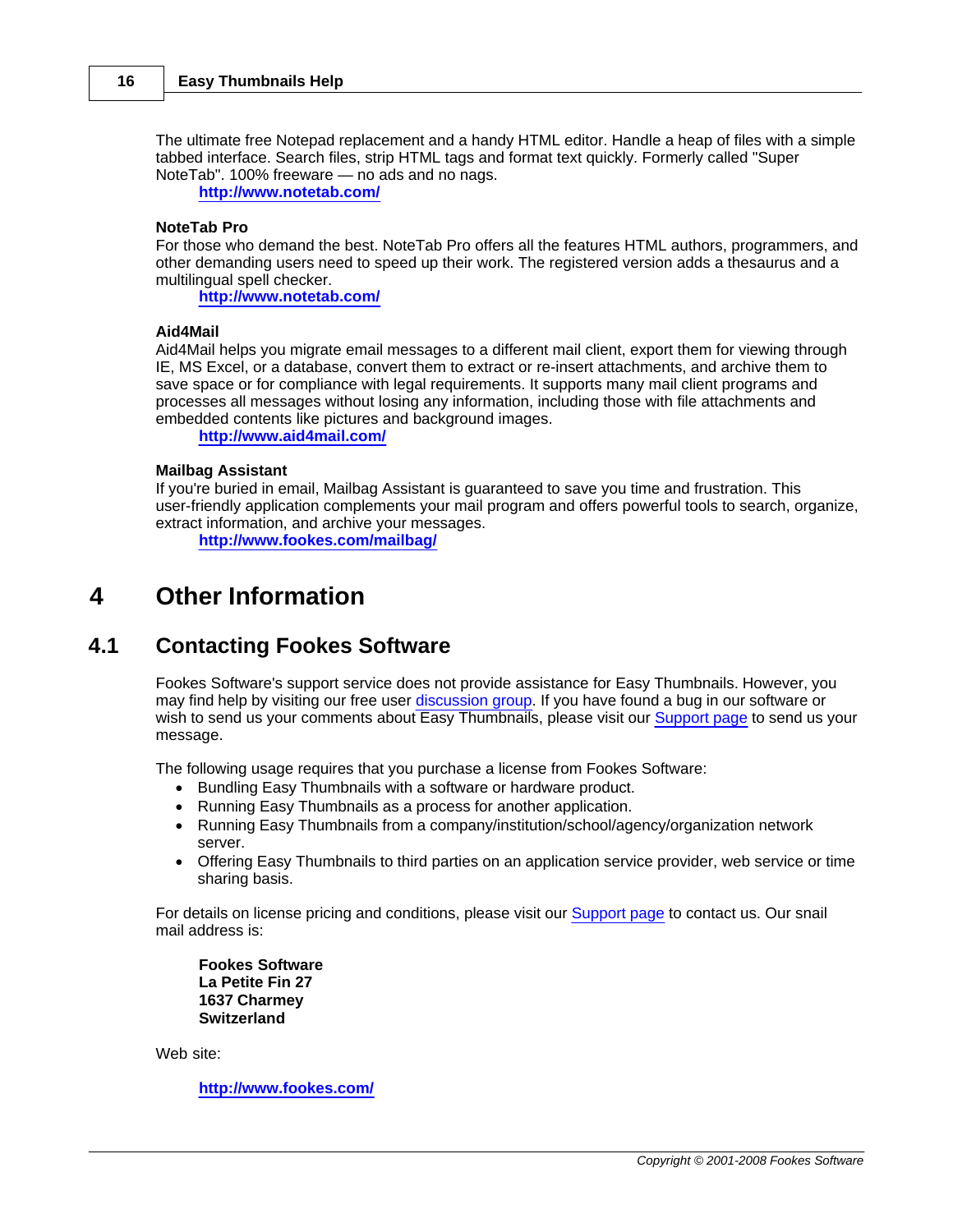The ultimate free Notepad replacement and a handy HTML editor. Handle a heap of files with a simple tabbed interface. Search files, strip HTML tags and format text quickly. Formerly called "Super NoteTab". 100% freeware — no ads and no nags.

**http://www.notetab.com/**

**NoteTab Pro**

For those who demand the best. NoteTab Pro offers all the features HTML authors, programmers, and other demanding users need to speed up their work. The registered version adds a thesaurus and a multilingual spell checker.

**http://www.notetab.com/**

**Aid4Mail**

Aid4Mail helps you migrate email messages to a different mail client, export them for viewing through IE, MS Excel, or a database, convert them to extract or re-insert attachments, and archive them to save space or for compliance with legal requirements. It supports many mail client programs and processes all messages without losing any information, including those with file attachments and embedded contents like pictures and background images.

**http://www.aid4mail.com/**

**Mailbag Assistant**

If you're buried in email, Mailbag Assistant is guaranteed to save you time and frustration. This user-friendly application complements your mail program and offers powerful tools to search, organize, extract information, and archive your messages.

**http://www.fookes.com/mailbag/**

# 4 Other Information

## 4.1 Contacting Fookes Software

Fookes Software's support service does not provide assistance for Easy Thumbnails. However, you may find help by visiting our free user discussion group. If you have found a bug in our software or wish to send us your comments about Easy Thumbnails, please visit our Support page to send us your message.

The following usage requires that you purchase a license from Fookes Software:

- Bundling Easy Thumbnails with a software or hardware product.
- Running Easy Thumbnails as a process for another application.
- Running Easy Thumbnails from a company/institution/school/agency/organization network server.
- Offering Easy Thumbnails to third parties on an application service provider, web service or time sharing basis.

For details on license pricing and conditions, please visit our Support page to contact us. Our snail mail address is:

**Fookes Software**
**La Petite Fin 27**
**1637 Charmey**
**Switzerland**

Web site:

**http://www.fookes.com/**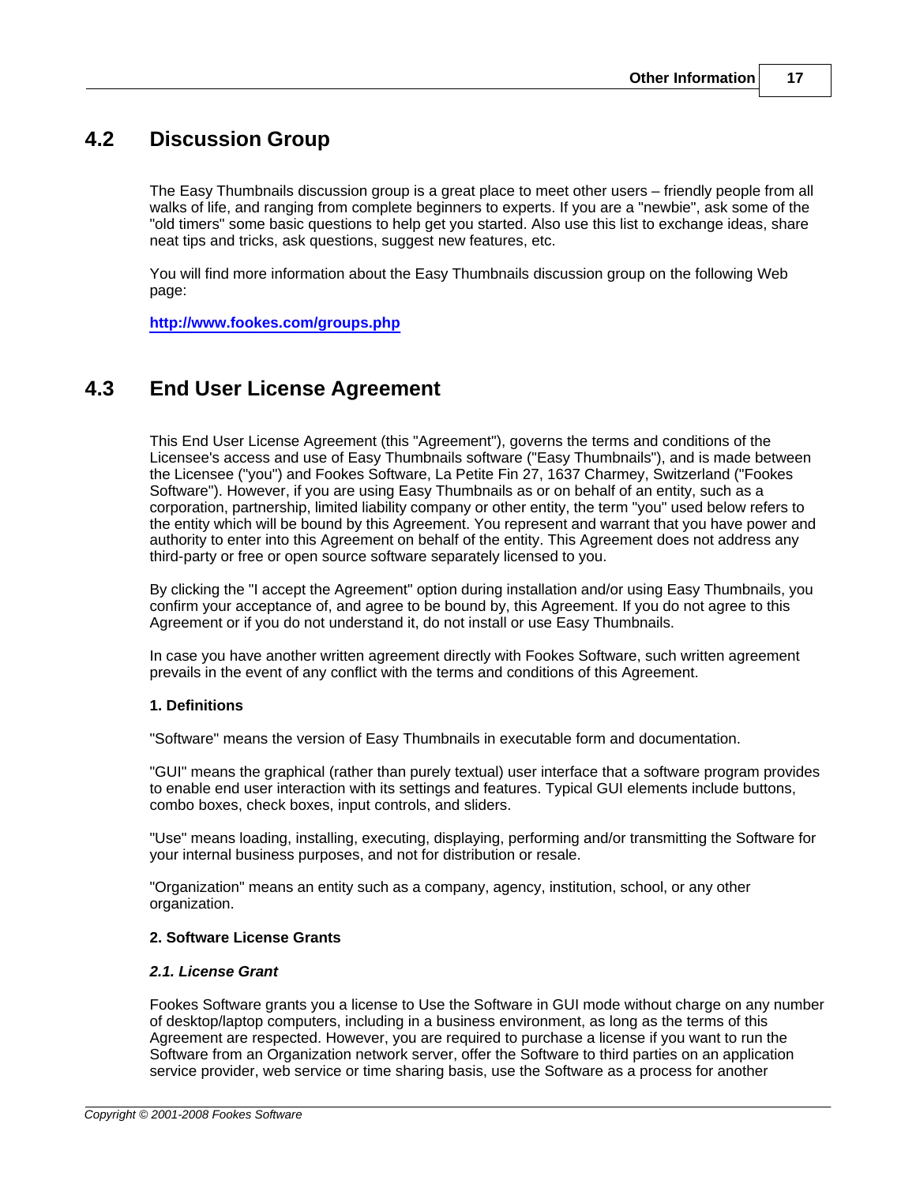## 4.2 Discussion Group

The Easy Thumbnails discussion group is a great place to meet other users – friendly people from all walks of life, and ranging from complete beginners to experts. If you are a "newbie", ask some of the "old timers" some basic questions to help get you started. Also use this list to exchange ideas, share neat tips and tricks, ask questions, suggest new features, etc.

You will find more information about the Easy Thumbnails discussion group on the following Web page:

**http://www.fookes.com/groups.php**

## 4.3 End User License Agreement

This End User License Agreement (this "Agreement"), governs the terms and conditions of the Licensee's access and use of Easy Thumbnails software ("Easy Thumbnails"), and is made between the Licensee ("you") and Fookes Software, La Petite Fin 27, 1637 Charmey, Switzerland ("Fookes Software"). However, if you are using Easy Thumbnails as or on behalf of an entity, such as a corporation, partnership, limited liability company or other entity, the term "you" used below refers to the entity which will be bound by this Agreement. You represent and warrant that you have power and authority to enter into this Agreement on behalf of the entity. This Agreement does not address any third-party or free or open source software separately licensed to you.

By clicking the "I accept the Agreement" option during installation and/or using Easy Thumbnails, you confirm your acceptance of, and agree to be bound by, this Agreement. If you do not agree to this Agreement or if you do not understand it, do not install or use Easy Thumbnails.

In case you have another written agreement directly with Fookes Software, such written agreement prevails in the event of any conflict with the terms and conditions of this Agreement.

**1. Definitions**

"Software" means the version of Easy Thumbnails in executable form and documentation.

"GUI" means the graphical (rather than purely textual) user interface that a software program provides to enable end user interaction with its settings and features. Typical GUI elements include buttons, combo boxes, check boxes, input controls, and sliders.

"Use" means loading, installing, executing, displaying, performing and/or transmitting the Software for your internal business purposes, and not for distribution or resale.

"Organization" means an entity such as a company, agency, institution, school, or any other organization.

**2. Software License Grants**

***2.1. License Grant***

Fookes Software grants you a license to Use the Software in GUI mode without charge on any number of desktop/laptop computers, including in a business environment, as long as the terms of this Agreement are respected. However, you are required to purchase a license if you want to run the Software from an Organization network server, offer the Software to third parties on an application service provider, web service or time sharing basis, use the Software as a process for another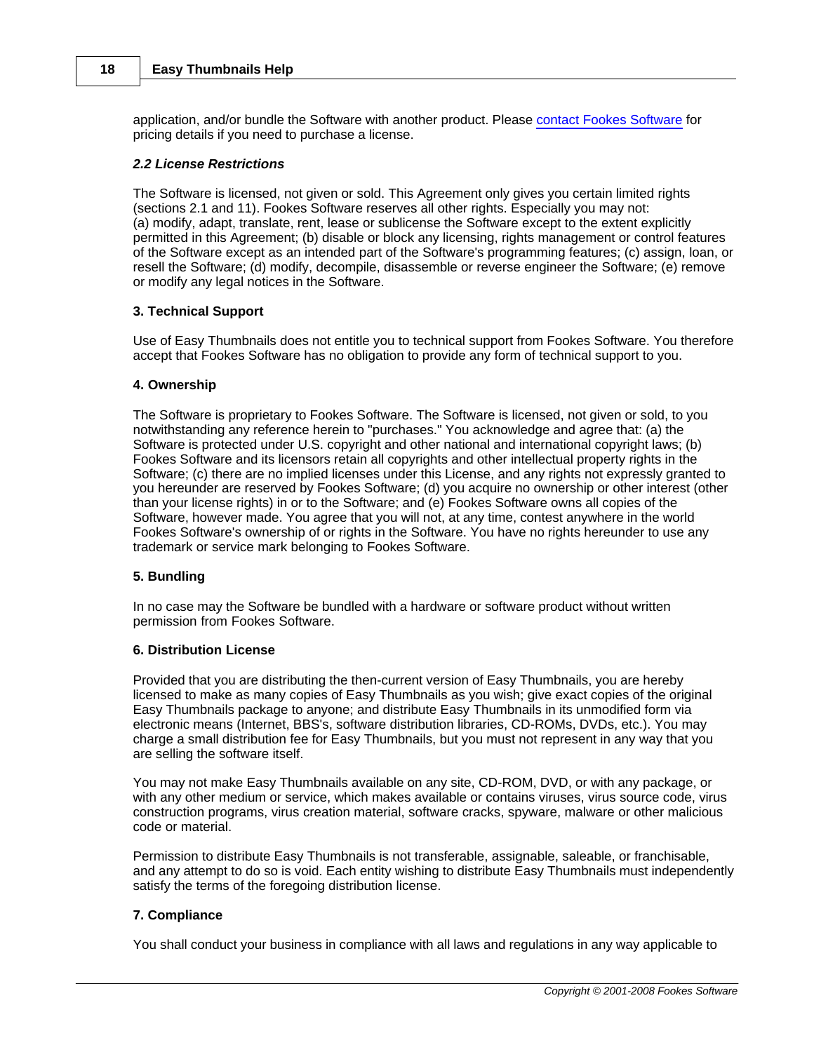application, and/or bundle the Software with another product. Please [contact Fookes Software] for pricing details if you need to purchase a license.

***2.2 License Restrictions***

The Software is licensed, not given or sold. This Agreement only gives you certain limited rights (sections 2.1 and 11). Fookes Software reserves all other rights. Especially you may not:
(a) modify, adapt, translate, rent, lease or sublicense the Software except to the extent explicitly permitted in this Agreement; (b) disable or block any licensing, rights management or control features of the Software except as an intended part of the Software's programming features; (c) assign, loan, or resell the Software; (d) modify, decompile, disassemble or reverse engineer the Software; (e) remove or modify any legal notices in the Software.

**3. Technical Support**

Use of Easy Thumbnails does not entitle you to technical support from Fookes Software. You therefore accept that Fookes Software has no obligation to provide any form of technical support to you.

**4. Ownership**

The Software is proprietary to Fookes Software. The Software is licensed, not given or sold, to you notwithstanding any reference herein to "purchases." You acknowledge and agree that: (a) the Software is protected under U.S. copyright and other national and international copyright laws; (b) Fookes Software and its licensors retain all copyrights and other intellectual property rights in the Software; (c) there are no implied licenses under this License, and any rights not expressly granted to you hereunder are reserved by Fookes Software; (d) you acquire no ownership or other interest (other than your license rights) in or to the Software; and (e) Fookes Software owns all copies of the Software, however made. You agree that you will not, at any time, contest anywhere in the world Fookes Software's ownership of or rights in the Software. You have no rights hereunder to use any trademark or service mark belonging to Fookes Software.

**5. Bundling**

In no case may the Software be bundled with a hardware or software product without written permission from Fookes Software.

**6. Distribution License**

Provided that you are distributing the then-current version of Easy Thumbnails, you are hereby licensed to make as many copies of Easy Thumbnails as you wish; give exact copies of the original Easy Thumbnails package to anyone; and distribute Easy Thumbnails in its unmodified form via electronic means (Internet, BBS's, software distribution libraries, CD-ROMs, DVDs, etc.). You may charge a small distribution fee for Easy Thumbnails, but you must not represent in any way that you are selling the software itself.

You may not make Easy Thumbnails available on any site, CD-ROM, DVD, or with any package, or with any other medium or service, which makes available or contains viruses, virus source code, virus construction programs, virus creation material, software cracks, spyware, malware or other malicious code or material.

Permission to distribute Easy Thumbnails is not transferable, assignable, saleable, or franchisable, and any attempt to do so is void. Each entity wishing to distribute Easy Thumbnails must independently satisfy the terms of the foregoing distribution license.

**7. Compliance**

You shall conduct your business in compliance with all laws and regulations in any way applicable to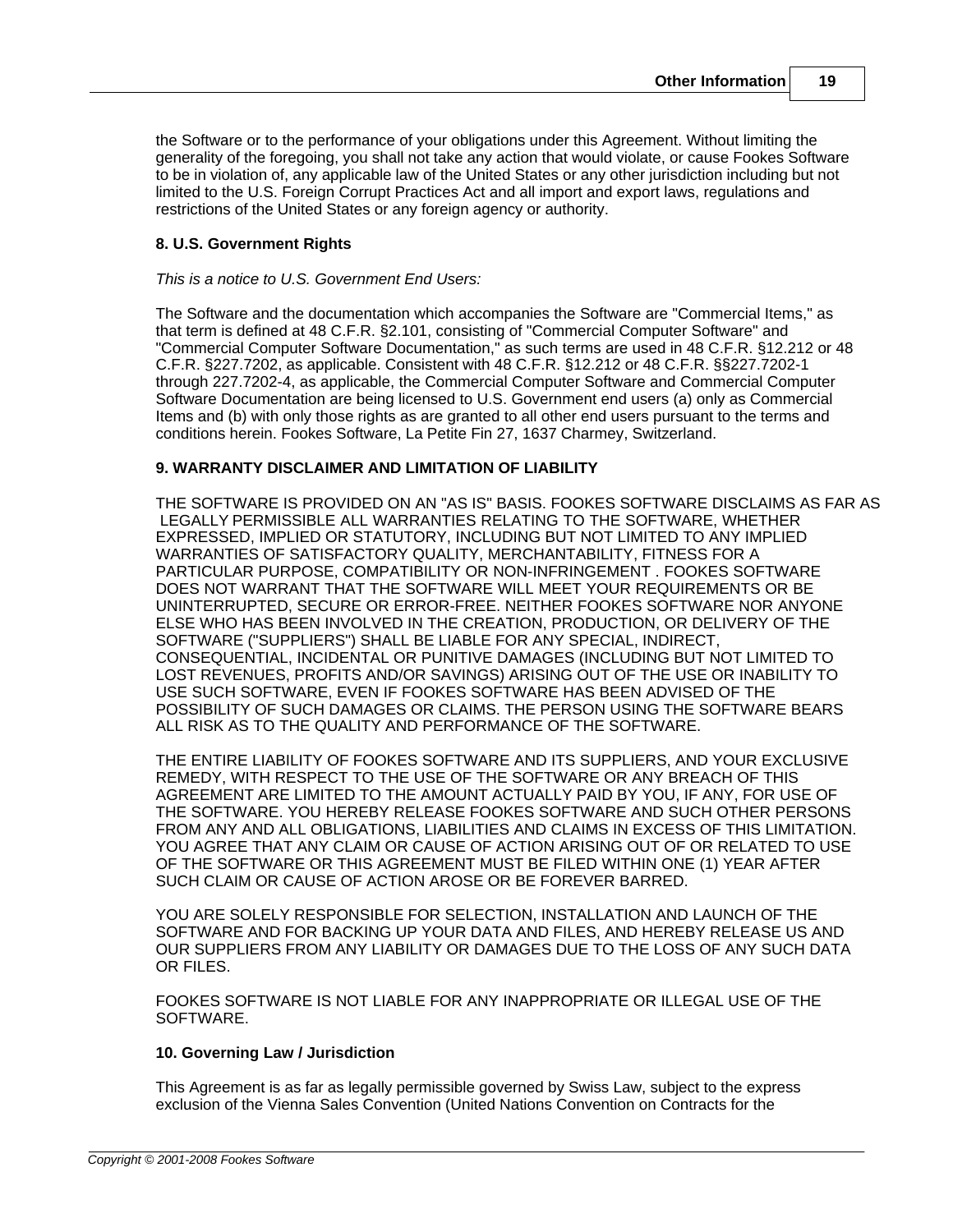the Software or to the performance of your obligations under this Agreement. Without limiting the generality of the foregoing, you shall not take any action that would violate, or cause Fookes Software to be in violation of, any applicable law of the United States or any other jurisdiction including but not limited to the U.S. Foreign Corrupt Practices Act and all import and export laws, regulations and restrictions of the United States or any foreign agency or authority.

**8. U.S. Government Rights**

*This is a notice to U.S. Government End Users:*

The Software and the documentation which accompanies the Software are "Commercial Items," as that term is defined at 48 C.F.R. §2.101, consisting of "Commercial Computer Software" and "Commercial Computer Software Documentation," as such terms are used in 48 C.F.R. §12.212 or 48 C.F.R. §227.7202, as applicable. Consistent with 48 C.F.R. §12.212 or 48 C.F.R. §§227.7202-1 through 227.7202-4, as applicable, the Commercial Computer Software and Commercial Computer Software Documentation are being licensed to U.S. Government end users (a) only as Commercial Items and (b) with only those rights as are granted to all other end users pursuant to the terms and conditions herein. Fookes Software, La Petite Fin 27, 1637 Charmey, Switzerland.

**9. WARRANTY DISCLAIMER AND LIMITATION OF LIABILITY**

THE SOFTWARE IS PROVIDED ON AN "AS IS" BASIS. FOOKES SOFTWARE DISCLAIMS AS FAR AS LEGALLY PERMISSIBLE ALL WARRANTIES RELATING TO THE SOFTWARE, WHETHER EXPRESSED, IMPLIED OR STATUTORY, INCLUDING BUT NOT LIMITED TO ANY IMPLIED WARRANTIES OF SATISFACTORY QUALITY, MERCHANTABILITY, FITNESS FOR A PARTICULAR PURPOSE, COMPATIBILITY OR NON-INFRINGEMENT . FOOKES SOFTWARE DOES NOT WARRANT THAT THE SOFTWARE WILL MEET YOUR REQUIREMENTS OR BE UNINTERRUPTED, SECURE OR ERROR-FREE. NEITHER FOOKES SOFTWARE NOR ANYONE ELSE WHO HAS BEEN INVOLVED IN THE CREATION, PRODUCTION, OR DELIVERY OF THE SOFTWARE ("SUPPLIERS") SHALL BE LIABLE FOR ANY SPECIAL, INDIRECT, CONSEQUENTIAL, INCIDENTAL OR PUNITIVE DAMAGES (INCLUDING BUT NOT LIMITED TO LOST REVENUES, PROFITS AND/OR SAVINGS) ARISING OUT OF THE USE OR INABILITY TO USE SUCH SOFTWARE, EVEN IF FOOKES SOFTWARE HAS BEEN ADVISED OF THE POSSIBILITY OF SUCH DAMAGES OR CLAIMS. THE PERSON USING THE SOFTWARE BEARS ALL RISK AS TO THE QUALITY AND PERFORMANCE OF THE SOFTWARE.

THE ENTIRE LIABILITY OF FOOKES SOFTWARE AND ITS SUPPLIERS, AND YOUR EXCLUSIVE REMEDY, WITH RESPECT TO THE USE OF THE SOFTWARE OR ANY BREACH OF THIS AGREEMENT ARE LIMITED TO THE AMOUNT ACTUALLY PAID BY YOU, IF ANY, FOR USE OF THE SOFTWARE. YOU HEREBY RELEASE FOOKES SOFTWARE AND SUCH OTHER PERSONS FROM ANY AND ALL OBLIGATIONS, LIABILITIES AND CLAIMS IN EXCESS OF THIS LIMITATION. YOU AGREE THAT ANY CLAIM OR CAUSE OF ACTION ARISING OUT OF OR RELATED TO USE OF THE SOFTWARE OR THIS AGREEMENT MUST BE FILED WITHIN ONE (1) YEAR AFTER SUCH CLAIM OR CAUSE OF ACTION AROSE OR BE FOREVER BARRED.

YOU ARE SOLELY RESPONSIBLE FOR SELECTION, INSTALLATION AND LAUNCH OF THE SOFTWARE AND FOR BACKING UP YOUR DATA AND FILES, AND HEREBY RELEASE US AND OUR SUPPLIERS FROM ANY LIABILITY OR DAMAGES DUE TO THE LOSS OF ANY SUCH DATA OR FILES.

FOOKES SOFTWARE IS NOT LIABLE FOR ANY INAPPROPRIATE OR ILLEGAL USE OF THE SOFTWARE.

**10. Governing Law / Jurisdiction**

This Agreement is as far as legally permissible governed by Swiss Law, subject to the express exclusion of the Vienna Sales Convention (United Nations Convention on Contracts for the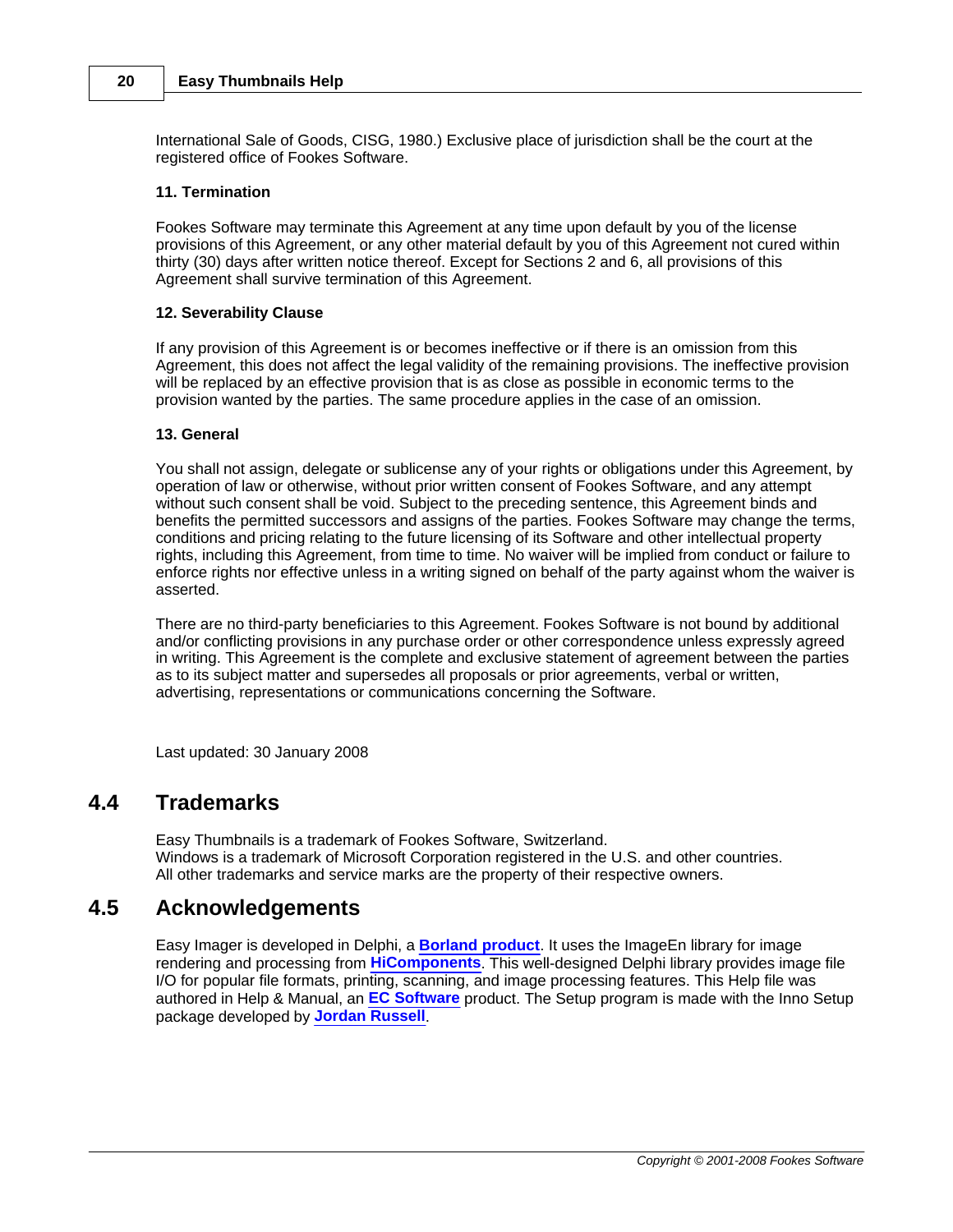International Sale of Goods, CISG, 1980.) Exclusive place of jurisdiction shall be the court at the registered office of Fookes Software.

**11. Termination**

Fookes Software may terminate this Agreement at any time upon default by you of the license provisions of this Agreement, or any other material default by you of this Agreement not cured within thirty (30) days after written notice thereof. Except for Sections 2 and 6, all provisions of this Agreement shall survive termination of this Agreement.

**12. Severability Clause**

If any provision of this Agreement is or becomes ineffective or if there is an omission from this Agreement, this does not affect the legal validity of the remaining provisions. The ineffective provision will be replaced by an effective provision that is as close as possible in economic terms to the provision wanted by the parties. The same procedure applies in the case of an omission.

**13. General**

You shall not assign, delegate or sublicense any of your rights or obligations under this Agreement, by operation of law or otherwise, without prior written consent of Fookes Software, and any attempt without such consent shall be void. Subject to the preceding sentence, this Agreement binds and benefits the permitted successors and assigns of the parties. Fookes Software may change the terms, conditions and pricing relating to the future licensing of its Software and other intellectual property rights, including this Agreement, from time to time. No waiver will be implied from conduct or failure to enforce rights nor effective unless in a writing signed on behalf of the party against whom the waiver is asserted.

There are no third-party beneficiaries to this Agreement. Fookes Software is not bound by additional and/or conflicting provisions in any purchase order or other correspondence unless expressly agreed in writing. This Agreement is the complete and exclusive statement of agreement between the parties as to its subject matter and supersedes all proposals or prior agreements, verbal or written, advertising, representations or communications concerning the Software.

Last updated: 30 January 2008

## 4.4 Trademarks

Easy Thumbnails is a trademark of Fookes Software, Switzerland.
Windows is a trademark of Microsoft Corporation registered in the U.S. and other countries.
All other trademarks and service marks are the property of their respective owners.

## 4.5 Acknowledgements

Easy Imager is developed in Delphi, a **Borland product**. It uses the ImageEn library for image rendering and processing from **HiComponents**. This well-designed Delphi library provides image file I/O for popular file formats, printing, scanning, and image processing features. This Help file was authored in Help & Manual, an **EC Software** product. The Setup program is made with the Inno Setup package developed by **Jordan Russell**.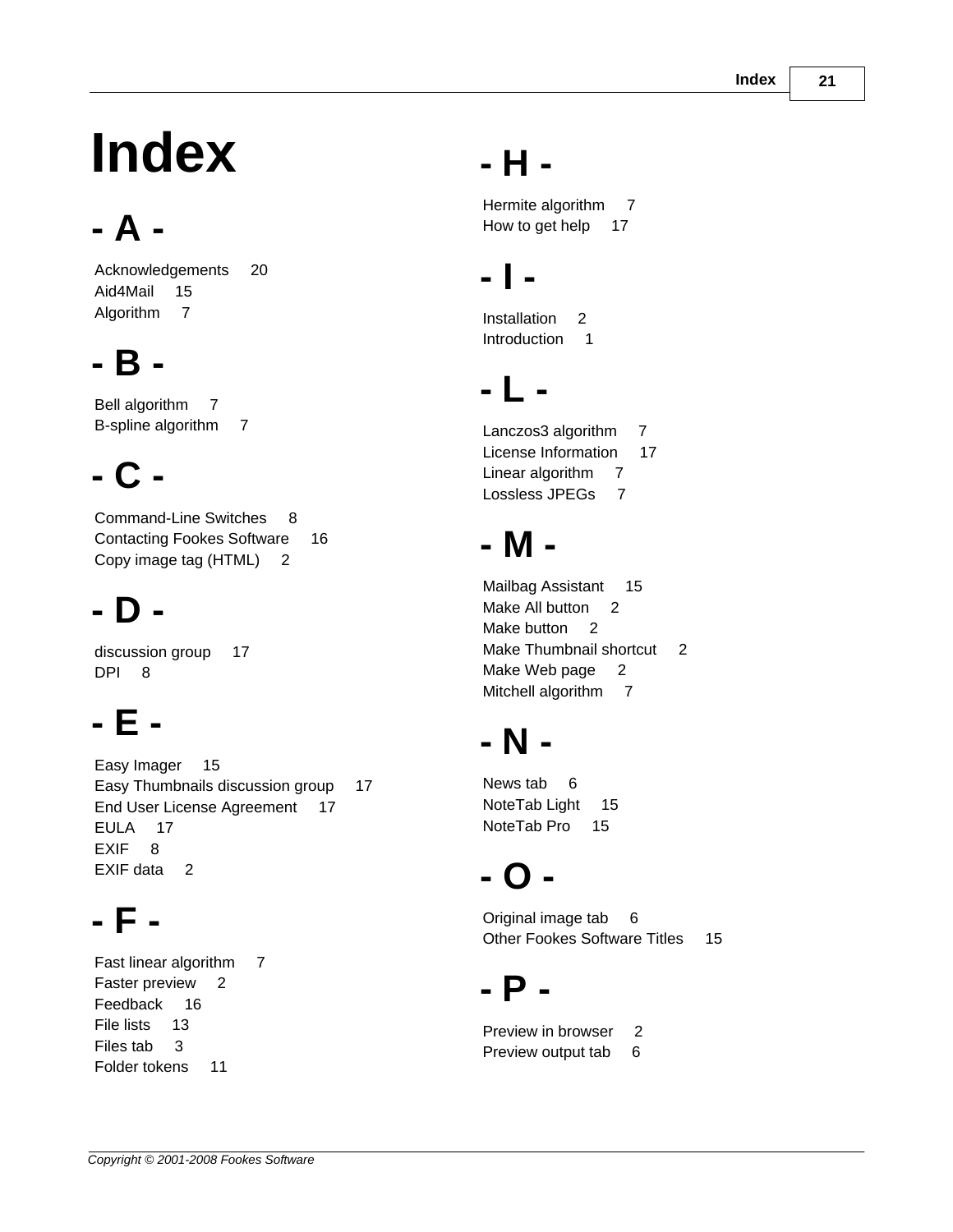# Index

## - A -

Acknowledgements 20
Aid4Mail 15
Algorithm 7

## - B -

Bell algorithm 7
B-spline algorithm 7

## - C -

Command-Line Switches 8
Contacting Fookes Software 16
Copy image tag (HTML) 2

## - D -

discussion group 17
DPI 8

## - E -

Easy Imager 15
Easy Thumbnails discussion group 17
End User License Agreement 17
EULA 17
EXIF 8
EXIF data 2

## - F -

Fast linear algorithm 7
Faster preview 2
Feedback 16
File lists 13
Files tab 3
Folder tokens 11

## - H -

Hermite algorithm 7
How to get help 17

## - I -

Installation 2
Introduction 1

## - L -

Lanczos3 algorithm 7
License Information 17
Linear algorithm 7
Lossless JPEGs 7

## - M -

Mailbag Assistant 15
Make All button 2
Make button 2
Make Thumbnail shortcut 2
Make Web page 2
Mitchell algorithm 7

## - N -

News tab 6
NoteTab Light 15
NoteTab Pro 15

## - O -

Original image tab 6
Other Fookes Software Titles 15

## - P -

Preview in browser 2
Preview output tab 6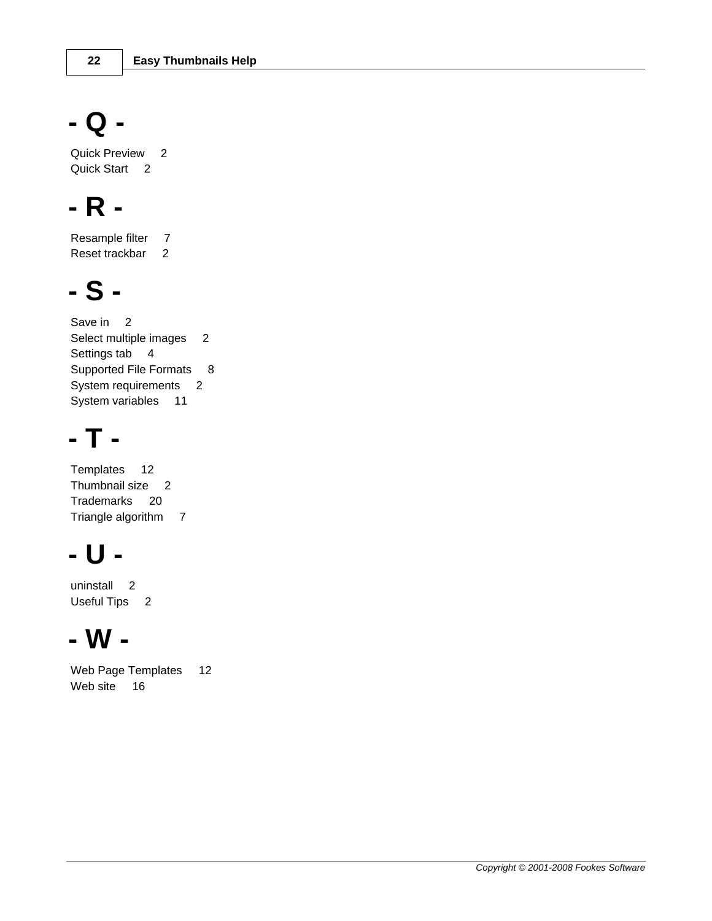# - Q -

Quick Preview 2
Quick Start 2

# - R -

Resample filter 7
Reset trackbar 2

# - S -

Save in 2
Select multiple images 2
Settings tab 4
Supported File Formats 8
System requirements 2
System variables 11

# - T -

Templates 12
Thumbnail size 2
Trademarks 20
Triangle algorithm 7

# - U -

uninstall 2
Useful Tips 2

# - W -

Web Page Templates 12
Web site 16